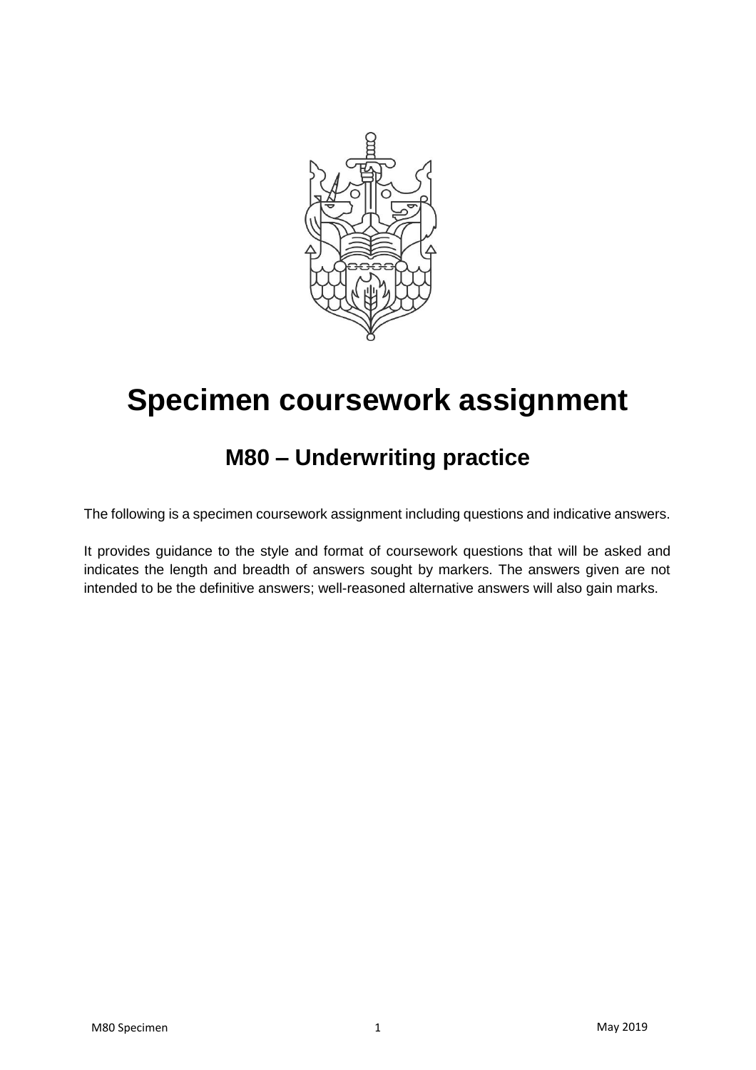# Specimen coursework assignment

## M80 – Underwriting practice

The following is a specimen coursework assignment including questions and indicative answers.

It provides guidance to the style and format of coursework questions that will be asked and indicates the length and breadth of answers sought by markers. The answers given are not intended to be the definitive answers; well-reasoned alternative answers will also gain marks.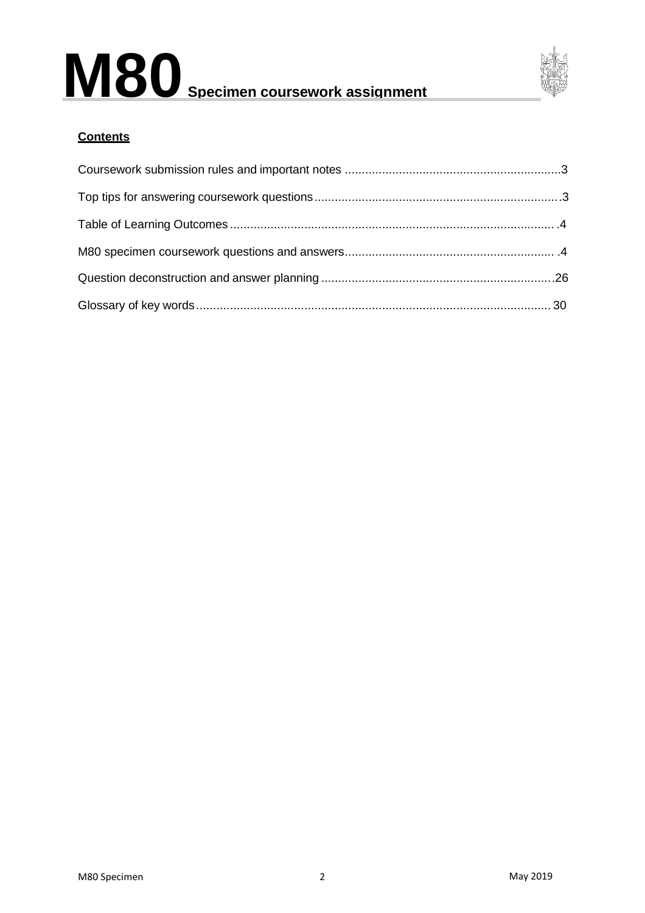# M80 Specimen coursework assignment

**Contents**

| | |
|---|---|
| Coursework submission rules and important notes | 3 |
| Top tips for answering coursework questions | 3 |
| Table of Learning Outcomes | 4 |
| M80 specimen coursework questions and answers | 4 |
| Question deconstruction and answer planning | 26 |
| Glossary of key words | 30 |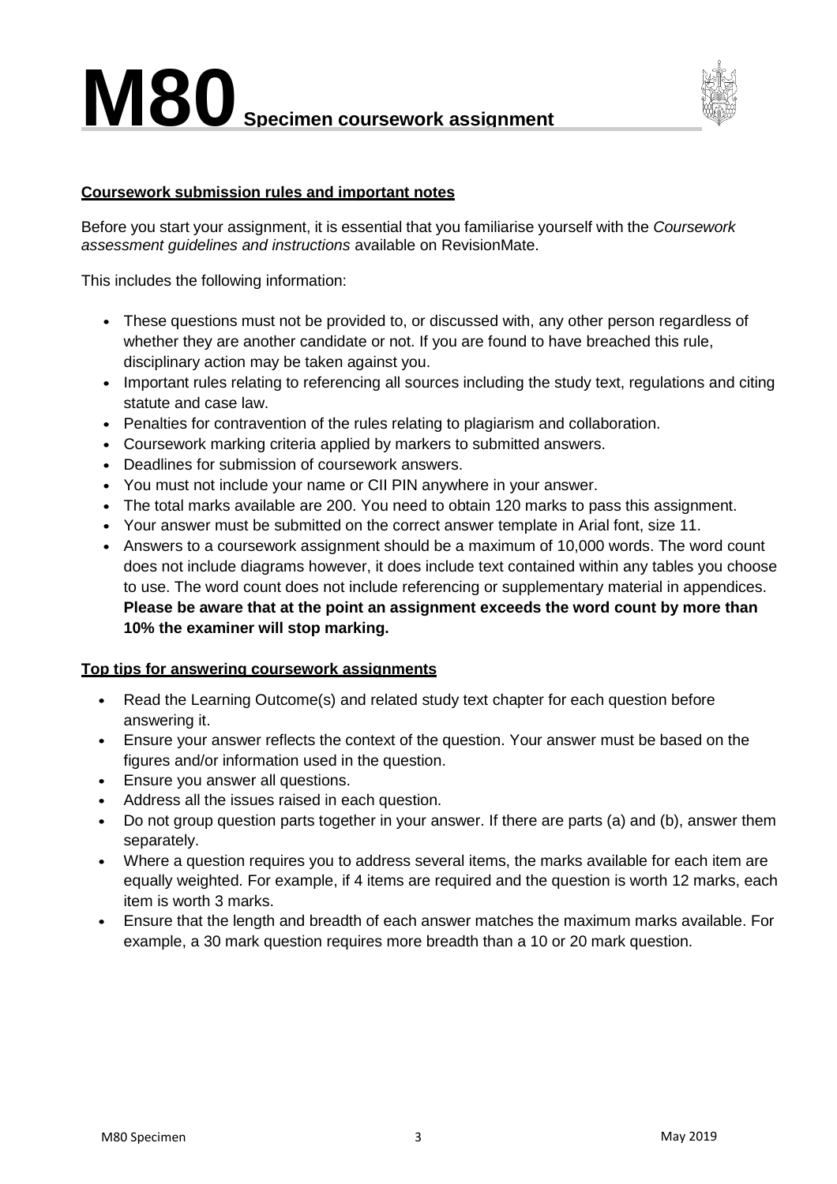# M80 Specimen coursework assignment

**Coursework submission rules and important notes**

Before you start your assignment, it is essential that you familiarise yourself with the *Coursework assessment guidelines and instructions* available on RevisionMate.

This includes the following information:

- These questions must not be provided to, or discussed with, any other person regardless of whether they are another candidate or not. If you are found to have breached this rule, disciplinary action may be taken against you.
- Important rules relating to referencing all sources including the study text, regulations and citing statute and case law.
- Penalties for contravention of the rules relating to plagiarism and collaboration.
- Coursework marking criteria applied by markers to submitted answers.
- Deadlines for submission of coursework answers.
- You must not include your name or CII PIN anywhere in your answer.
- The total marks available are 200. You need to obtain 120 marks to pass this assignment.
- Your answer must be submitted on the correct answer template in Arial font, size 11.
- Answers to a coursework assignment should be a maximum of 10,000 words. The word count does not include diagrams however, it does include text contained within any tables you choose to use. The word count does not include referencing or supplementary material in appendices. **Please be aware that at the point an assignment exceeds the word count by more than 10% the examiner will stop marking.**

**Top tips for answering coursework assignments**

- Read the Learning Outcome(s) and related study text chapter for each question before answering it.
- Ensure your answer reflects the context of the question. Your answer must be based on the figures and/or information used in the question.
- Ensure you answer all questions.
- Address all the issues raised in each question.
- Do not group question parts together in your answer. If there are parts (a) and (b), answer them separately.
- Where a question requires you to address several items, the marks available for each item are equally weighted. For example, if 4 items are required and the question is worth 12 marks, each item is worth 3 marks.
- Ensure that the length and breadth of each answer matches the maximum marks available. For example, a 30 mark question requires more breadth than a 10 or 20 mark question.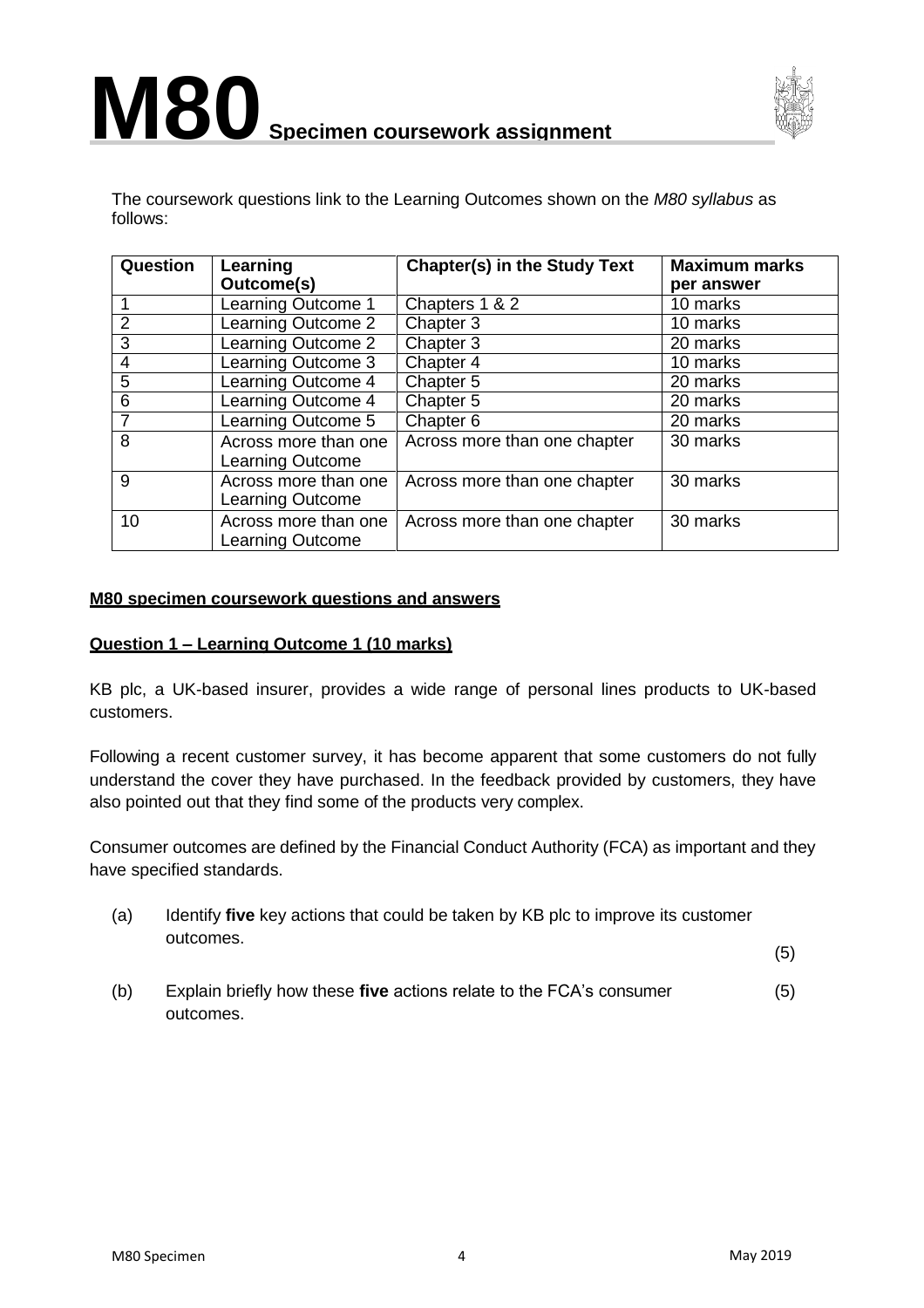# M80 Specimen coursework assignment

The coursework questions link to the Learning Outcomes shown on the *M80 syllabus* as follows:

| Question | Learning Outcome(s) | Chapter(s) in the Study Text | Maximum marks per answer |
|---|---|---|---|
| 1 | Learning Outcome 1 | Chapters 1 & 2 | 10 marks |
| 2 | Learning Outcome 2 | Chapter 3 | 10 marks |
| 3 | Learning Outcome 2 | Chapter 3 | 20 marks |
| 4 | Learning Outcome 3 | Chapter 4 | 10 marks |
| 5 | Learning Outcome 4 | Chapter 5 | 20 marks |
| 6 | Learning Outcome 4 | Chapter 5 | 20 marks |
| 7 | Learning Outcome 5 | Chapter 6 | 20 marks |
| 8 | Across more than one Learning Outcome | Across more than one chapter | 30 marks |
| 9 | Across more than one Learning Outcome | Across more than one chapter | 30 marks |
| 10 | Across more than one Learning Outcome | Across more than one chapter | 30 marks |

**M80 specimen coursework questions and answers**

**Question 1 – Learning Outcome 1 (10 marks)**

KB plc, a UK-based insurer, provides a wide range of personal lines products to UK-based customers.

Following a recent customer survey, it has become apparent that some customers do not fully understand the cover they have purchased. In the feedback provided by customers, they have also pointed out that they find some of the products very complex.

Consumer outcomes are defined by the Financial Conduct Authority (FCA) as important and they have specified standards.

(a) Identify **five** key actions that could be taken by KB plc to improve its customer outcomes. (5)

(b) Explain briefly how these **five** actions relate to the FCA's consumer outcomes. (5)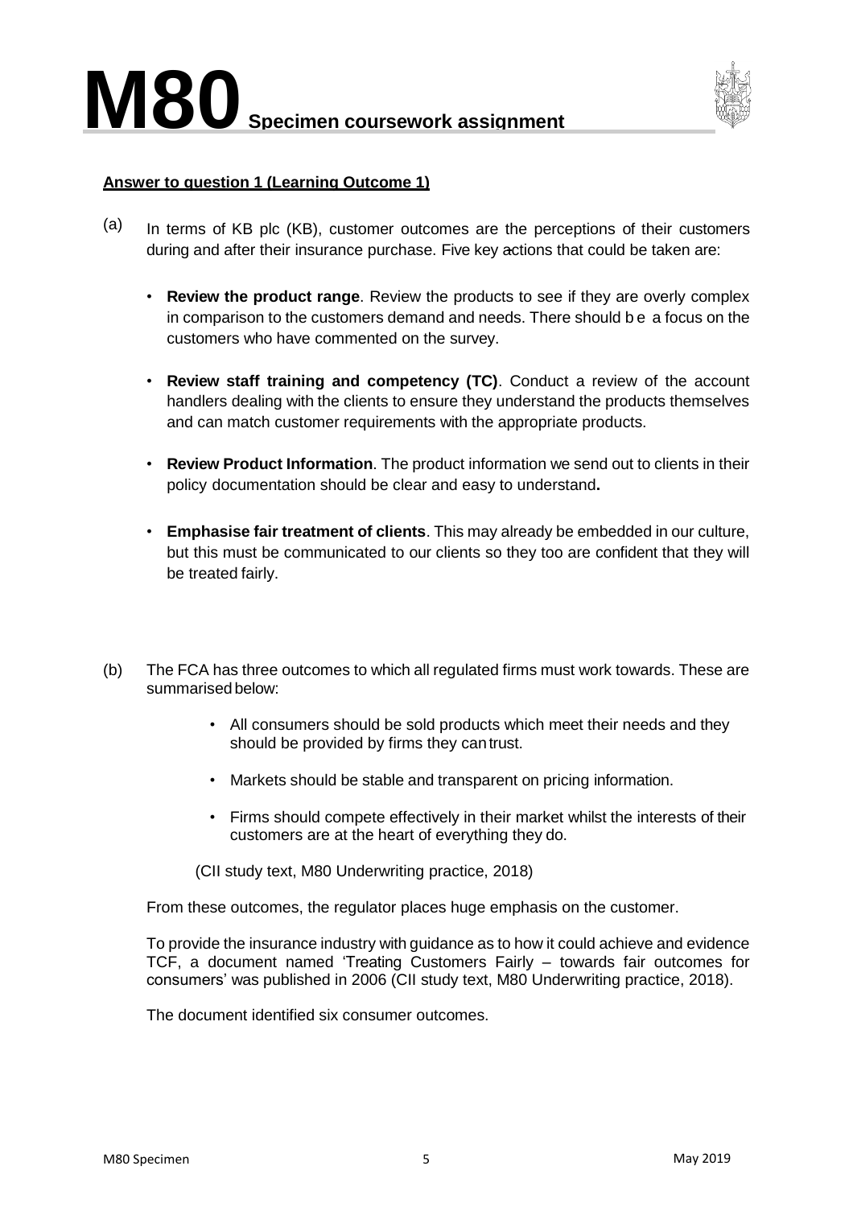**Answer to question 1 (Learning Outcome 1)**

(a) In terms of KB plc (KB), customer outcomes are the perceptions of their customers during and after their insurance purchase. Five key actions that could be taken are:

- **Review the product range**. Review the products to see if they are overly complex in comparison to the customers demand and needs. There should b e a focus on the customers who have commented on the survey.

- **Review staff training and competency (TC)**. Conduct a review of the account handlers dealing with the clients to ensure they understand the products themselves and can match customer requirements with the appropriate products.

- **Review Product Information**. The product information we send out to clients in their policy documentation should be clear and easy to understand**.**

- **Emphasise fair treatment of clients**. This may already be embedded in our culture, but this must be communicated to our clients so they too are confident that they will be treated fairly.

(b) The FCA has three outcomes to which all regulated firms must work towards. These are summarised below:

- All consumers should be sold products which meet their needs and they should be provided by firms they can trust.

- Markets should be stable and transparent on pricing information.

- Firms should compete effectively in their market whilst the interests of their customers are at the heart of everything they do.

(CII study text, M80 Underwriting practice, 2018)

From these outcomes, the regulator places huge emphasis on the customer.

To provide the insurance industry with guidance as to how it could achieve and evidence TCF, a document named 'Treating Customers Fairly – towards fair outcomes for consumers' was published in 2006 (CII study text, M80 Underwriting practice, 2018).

The document identified six consumer outcomes.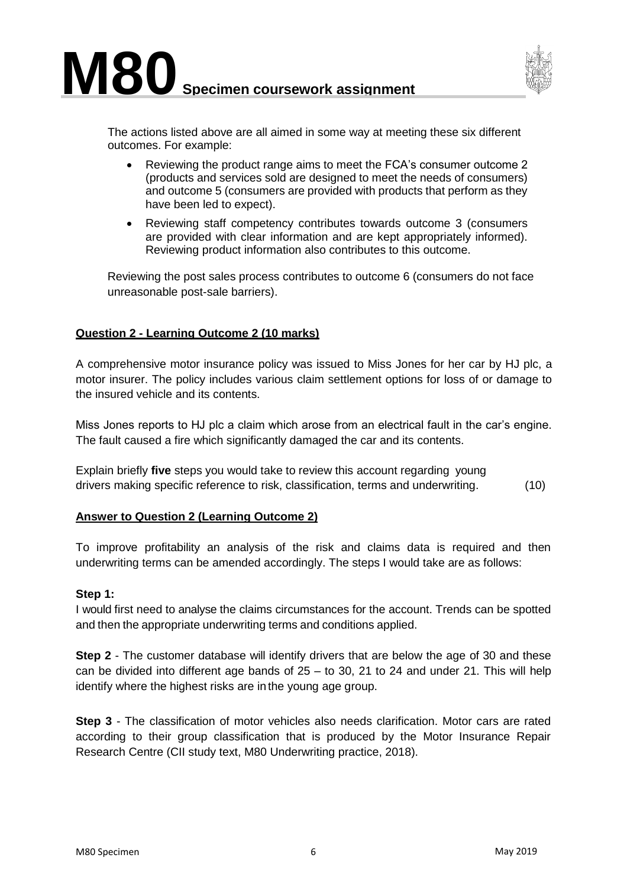The actions listed above are all aimed in some way at meeting these six different outcomes. For example:

- Reviewing the product range aims to meet the FCA's consumer outcome 2 (products and services sold are designed to meet the needs of consumers) and outcome 5 (consumers are provided with products that perform as they have been led to expect).
- Reviewing staff competency contributes towards outcome 3 (consumers are provided with clear information and are kept appropriately informed). Reviewing product information also contributes to this outcome.

Reviewing the post sales process contributes to outcome 6 (consumers do not face unreasonable post-sale barriers).

## Question 2 - Learning Outcome 2 (10 marks)

A comprehensive motor insurance policy was issued to Miss Jones for her car by HJ plc, a motor insurer. The policy includes various claim settlement options for loss of or damage to the insured vehicle and its contents.

Miss Jones reports to HJ plc a claim which arose from an electrical fault in the car's engine. The fault caused a fire which significantly damaged the car and its contents.

Explain briefly **five** steps you would take to review this account regarding young drivers making specific reference to risk, classification, terms and underwriting. (10)

## Answer to Question 2 (Learning Outcome 2)

To improve profitability an analysis of the risk and claims data is required and then underwriting terms can be amended accordingly. The steps I would take are as follows:

**Step 1:**
I would first need to analyse the claims circumstances for the account. Trends can be spotted and then the appropriate underwriting terms and conditions applied.

**Step 2** - The customer database will identify drivers that are below the age of 30 and these can be divided into different age bands of 25 – to 30, 21 to 24 and under 21. This will help identify where the highest risks are in the young age group.

**Step 3** - The classification of motor vehicles also needs clarification. Motor cars are rated according to their group classification that is produced by the Motor Insurance Repair Research Centre (CII study text, M80 Underwriting practice, 2018).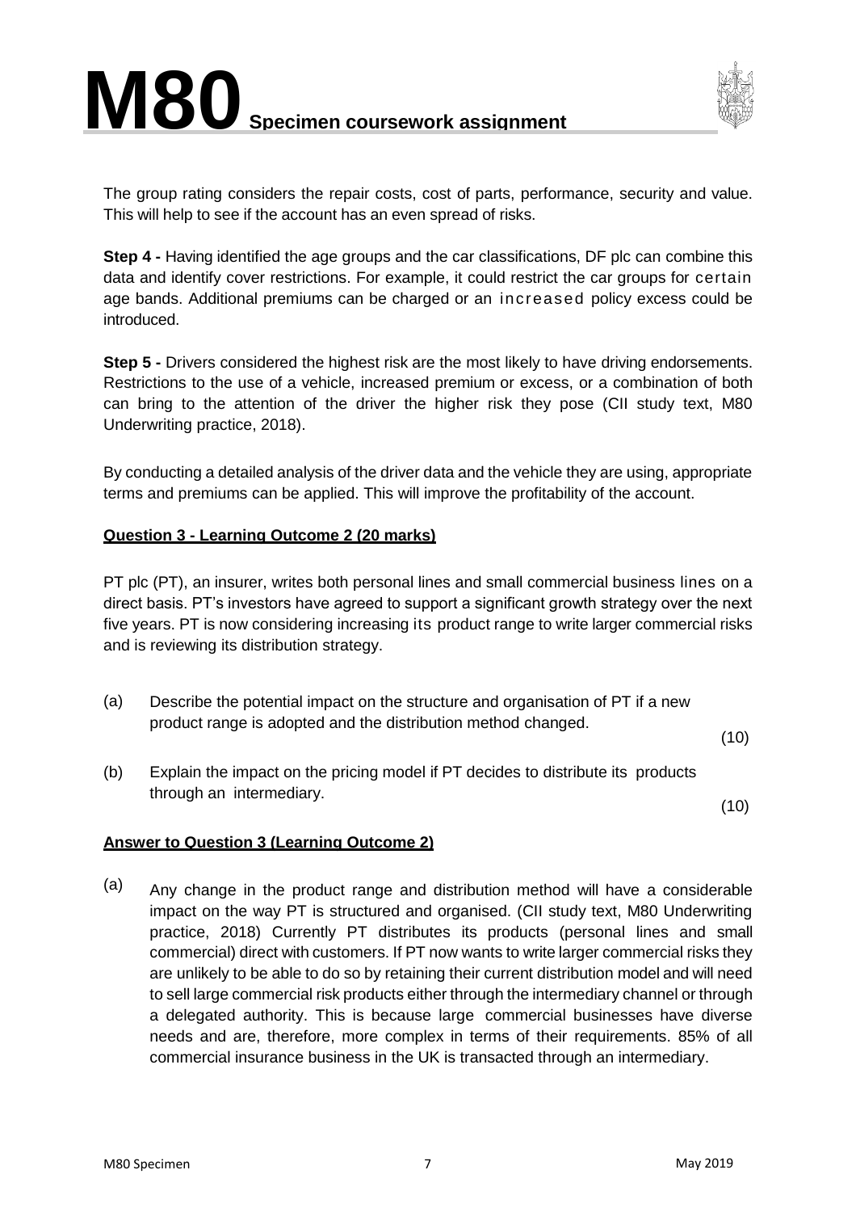The group rating considers the repair costs, cost of parts, performance, security and value. This will help to see if the account has an even spread of risks.

**Step 4 -** Having identified the age groups and the car classifications, DF plc can combine this data and identify cover restrictions. For example, it could restrict the car groups for certain age bands. Additional premiums can be charged or an increased policy excess could be introduced.

**Step 5 -** Drivers considered the highest risk are the most likely to have driving endorsements. Restrictions to the use of a vehicle, increased premium or excess, or a combination of both can bring to the attention of the driver the higher risk they pose (CII study text, M80 Underwriting practice, 2018).

By conducting a detailed analysis of the driver data and the vehicle they are using, appropriate terms and premiums can be applied. This will improve the profitability of the account.

**Question 3 - Learning Outcome 2 (20 marks)**

PT plc (PT), an insurer, writes both personal lines and small commercial business lines on a direct basis. PT's investors have agreed to support a significant growth strategy over the next five years. PT is now considering increasing its product range to write larger commercial risks and is reviewing its distribution strategy.

(a) Describe the potential impact on the structure and organisation of PT if a new product range is adopted and the distribution method changed. (10)

(b) Explain the impact on the pricing model if PT decides to distribute its products through an intermediary. (10)

**Answer to Question 3 (Learning Outcome 2)**

(a) Any change in the product range and distribution method will have a considerable impact on the way PT is structured and organised. (CII study text, M80 Underwriting practice, 2018) Currently PT distributes its products (personal lines and small commercial) direct with customers. If PT now wants to write larger commercial risks they are unlikely to be able to do so by retaining their current distribution model and will need to sell large commercial risk products either through the intermediary channel or through a delegated authority. This is because large commercial businesses have diverse needs and are, therefore, more complex in terms of their requirements. 85% of all commercial insurance business in the UK is transacted through an intermediary.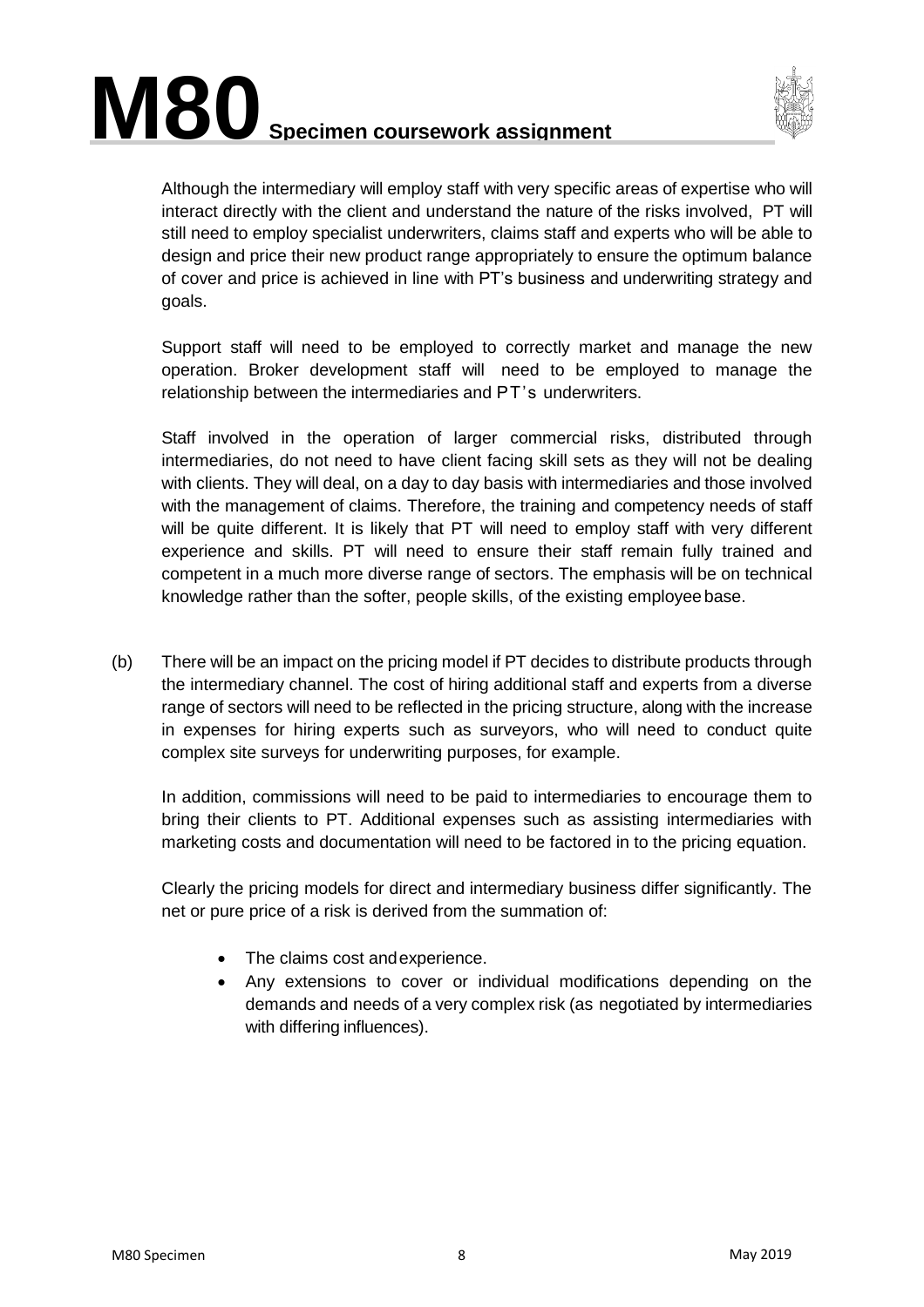Although the intermediary will employ staff with very specific areas of expertise who will interact directly with the client and understand the nature of the risks involved, PT will still need to employ specialist underwriters, claims staff and experts who will be able to design and price their new product range appropriately to ensure the optimum balance of cover and price is achieved in line with PT's business and underwriting strategy and goals.

Support staff will need to be employed to correctly market and manage the new operation. Broker development staff will need to be employed to manage the relationship between the intermediaries and PT's underwriters.

Staff involved in the operation of larger commercial risks, distributed through intermediaries, do not need to have client facing skill sets as they will not be dealing with clients. They will deal, on a day to day basis with intermediaries and those involved with the management of claims. Therefore, the training and competency needs of staff will be quite different. It is likely that PT will need to employ staff with very different experience and skills. PT will need to ensure their staff remain fully trained and competent in a much more diverse range of sectors. The emphasis will be on technical knowledge rather than the softer, people skills, of the existing employee base.

(b) There will be an impact on the pricing model if PT decides to distribute products through the intermediary channel. The cost of hiring additional staff and experts from a diverse range of sectors will need to be reflected in the pricing structure, along with the increase in expenses for hiring experts such as surveyors, who will need to conduct quite complex site surveys for underwriting purposes, for example.

In addition, commissions will need to be paid to intermediaries to encourage them to bring their clients to PT. Additional expenses such as assisting intermediaries with marketing costs and documentation will need to be factored in to the pricing equation.

Clearly the pricing models for direct and intermediary business differ significantly. The net or pure price of a risk is derived from the summation of:

- The claims cost and experience.
- Any extensions to cover or individual modifications depending on the demands and needs of a very complex risk (as negotiated by intermediaries with differing influences).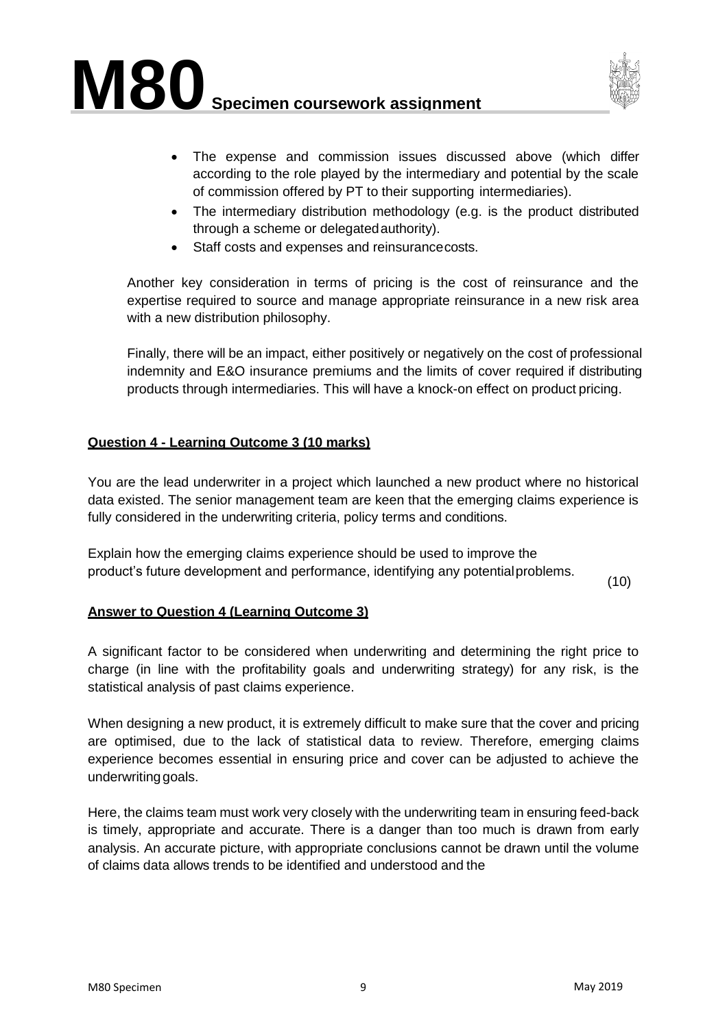- The expense and commission issues discussed above (which differ according to the role played by the intermediary and potential by the scale of commission offered by PT to their supporting intermediaries).
- The intermediary distribution methodology (e.g. is the product distributed through a scheme or delegated authority).
- Staff costs and expenses and reinsurance costs.

Another key consideration in terms of pricing is the cost of reinsurance and the expertise required to source and manage appropriate reinsurance in a new risk area with a new distribution philosophy.

Finally, there will be an impact, either positively or negatively on the cost of professional indemnity and E&O insurance premiums and the limits of cover required if distributing products through intermediaries. This will have a knock-on effect on product pricing.

**Question 4 - Learning Outcome 3 (10 marks)**

You are the lead underwriter in a project which launched a new product where no historical data existed. The senior management team are keen that the emerging claims experience is fully considered in the underwriting criteria, policy terms and conditions.

Explain how the emerging claims experience should be used to improve the product's future development and performance, identifying any potential problems. (10)

**Answer to Question 4 (Learning Outcome 3)**

A significant factor to be considered when underwriting and determining the right price to charge (in line with the profitability goals and underwriting strategy) for any risk, is the statistical analysis of past claims experience.

When designing a new product, it is extremely difficult to make sure that the cover and pricing are optimised, due to the lack of statistical data to review. Therefore, emerging claims experience becomes essential in ensuring price and cover can be adjusted to achieve the underwriting goals.

Here, the claims team must work very closely with the underwriting team in ensuring feed-back is timely, appropriate and accurate. There is a danger than too much is drawn from early analysis. An accurate picture, with appropriate conclusions cannot be drawn until the volume of claims data allows trends to be identified and understood and the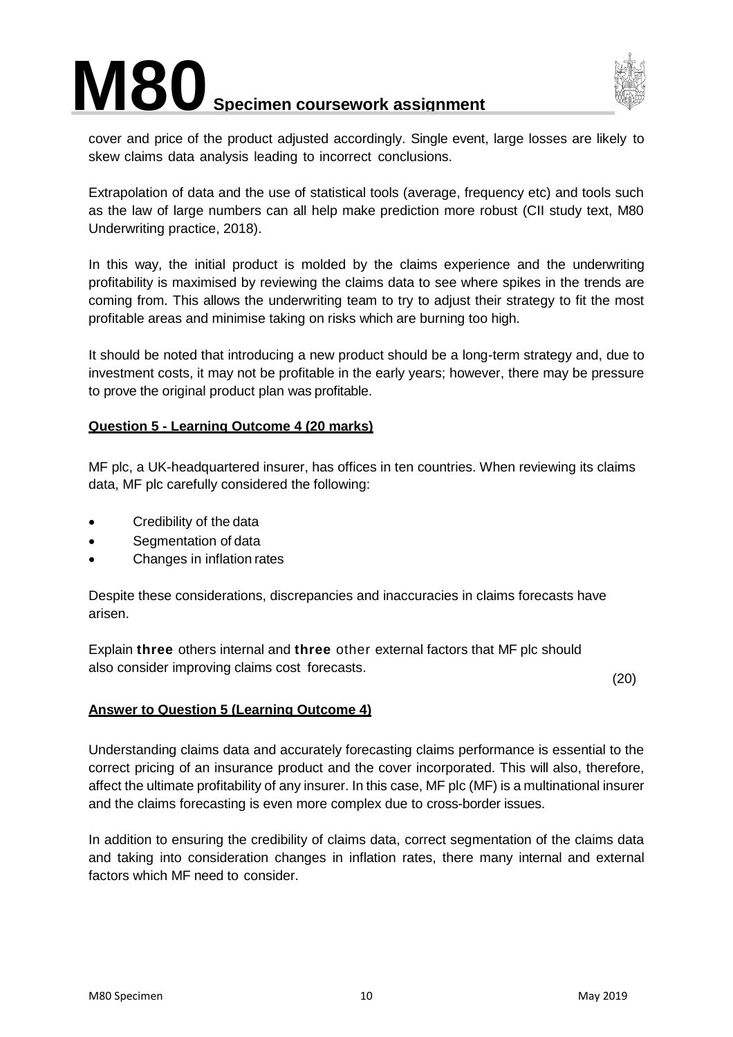cover and price of the product adjusted accordingly. Single event, large losses are likely to skew claims data analysis leading to incorrect conclusions.

Extrapolation of data and the use of statistical tools (average, frequency etc) and tools such as the law of large numbers can all help make prediction more robust (CII study text, M80 Underwriting practice, 2018).

In this way, the initial product is molded by the claims experience and the underwriting profitability is maximised by reviewing the claims data to see where spikes in the trends are coming from. This allows the underwriting team to try to adjust their strategy to fit the most profitable areas and minimise taking on risks which are burning too high.

It should be noted that introducing a new product should be a long-term strategy and, due to investment costs, it may not be profitable in the early years; however, there may be pressure to prove the original product plan was profitable.

**Question 5 - Learning Outcome 4 (20 marks)**

MF plc, a UK-headquartered insurer, has offices in ten countries. When reviewing its claims data, MF plc carefully considered the following:

- Credibility of the data
- Segmentation of data
- Changes in inflation rates

Despite these considerations, discrepancies and inaccuracies in claims forecasts have arisen.

Explain **three** others internal and **three** other external factors that MF plc should also consider improving claims cost forecasts. (20)

**Answer to Question 5 (Learning Outcome 4)**

Understanding claims data and accurately forecasting claims performance is essential to the correct pricing of an insurance product and the cover incorporated. This will also, therefore, affect the ultimate profitability of any insurer. In this case, MF plc (MF) is a multinational insurer and the claims forecasting is even more complex due to cross-border issues.

In addition to ensuring the credibility of claims data, correct segmentation of the claims data and taking into consideration changes in inflation rates, there many internal and external factors which MF need to consider.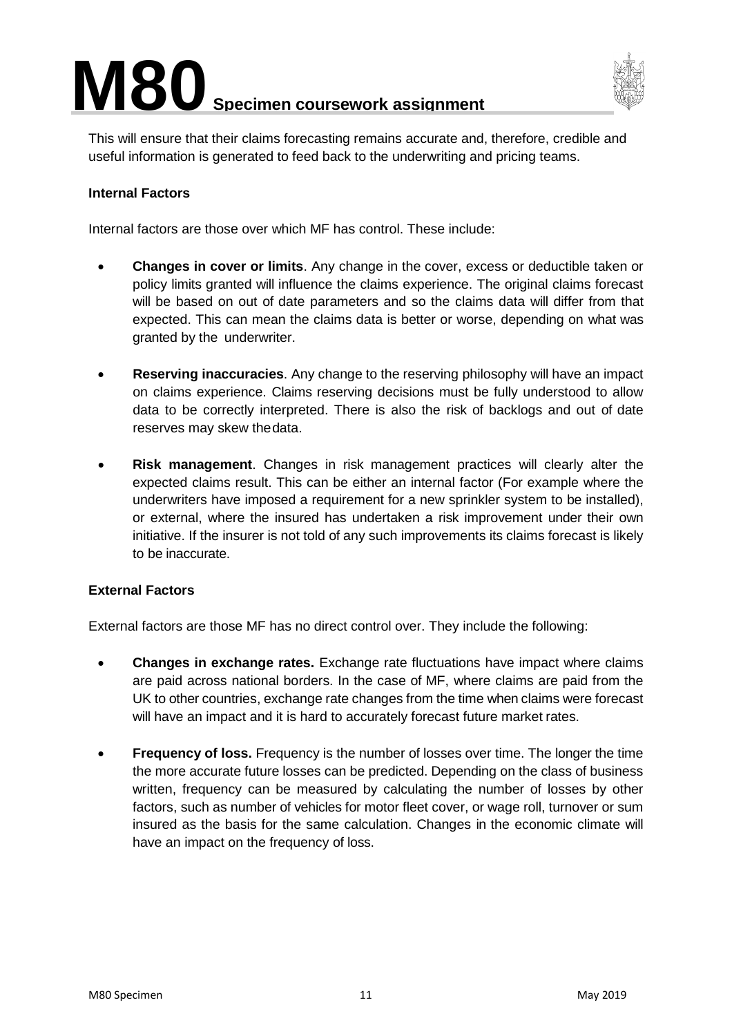This will ensure that their claims forecasting remains accurate and, therefore, credible and useful information is generated to feed back to the underwriting and pricing teams.

**Internal Factors**

Internal factors are those over which MF has control. These include:

- **Changes in cover or limits**. Any change in the cover, excess or deductible taken or policy limits granted will influence the claims experience. The original claims forecast will be based on out of date parameters and so the claims data will differ from that expected. This can mean the claims data is better or worse, depending on what was granted by the underwriter.

- **Reserving inaccuracies**. Any change to the reserving philosophy will have an impact on claims experience. Claims reserving decisions must be fully understood to allow data to be correctly interpreted. There is also the risk of backlogs and out of date reserves may skew the data.

- **Risk management**. Changes in risk management practices will clearly alter the expected claims result. This can be either an internal factor (For example where the underwriters have imposed a requirement for a new sprinkler system to be installed), or external, where the insured has undertaken a risk improvement under their own initiative. If the insurer is not told of any such improvements its claims forecast is likely to be inaccurate.

**External Factors**

External factors are those MF has no direct control over. They include the following:

- **Changes in exchange rates.** Exchange rate fluctuations have impact where claims are paid across national borders. In the case of MF, where claims are paid from the UK to other countries, exchange rate changes from the time when claims were forecast will have an impact and it is hard to accurately forecast future market rates.

- **Frequency of loss.** Frequency is the number of losses over time. The longer the time the more accurate future losses can be predicted. Depending on the class of business written, frequency can be measured by calculating the number of losses by other factors, such as number of vehicles for motor fleet cover, or wage roll, turnover or sum insured as the basis for the same calculation. Changes in the economic climate will have an impact on the frequency of loss.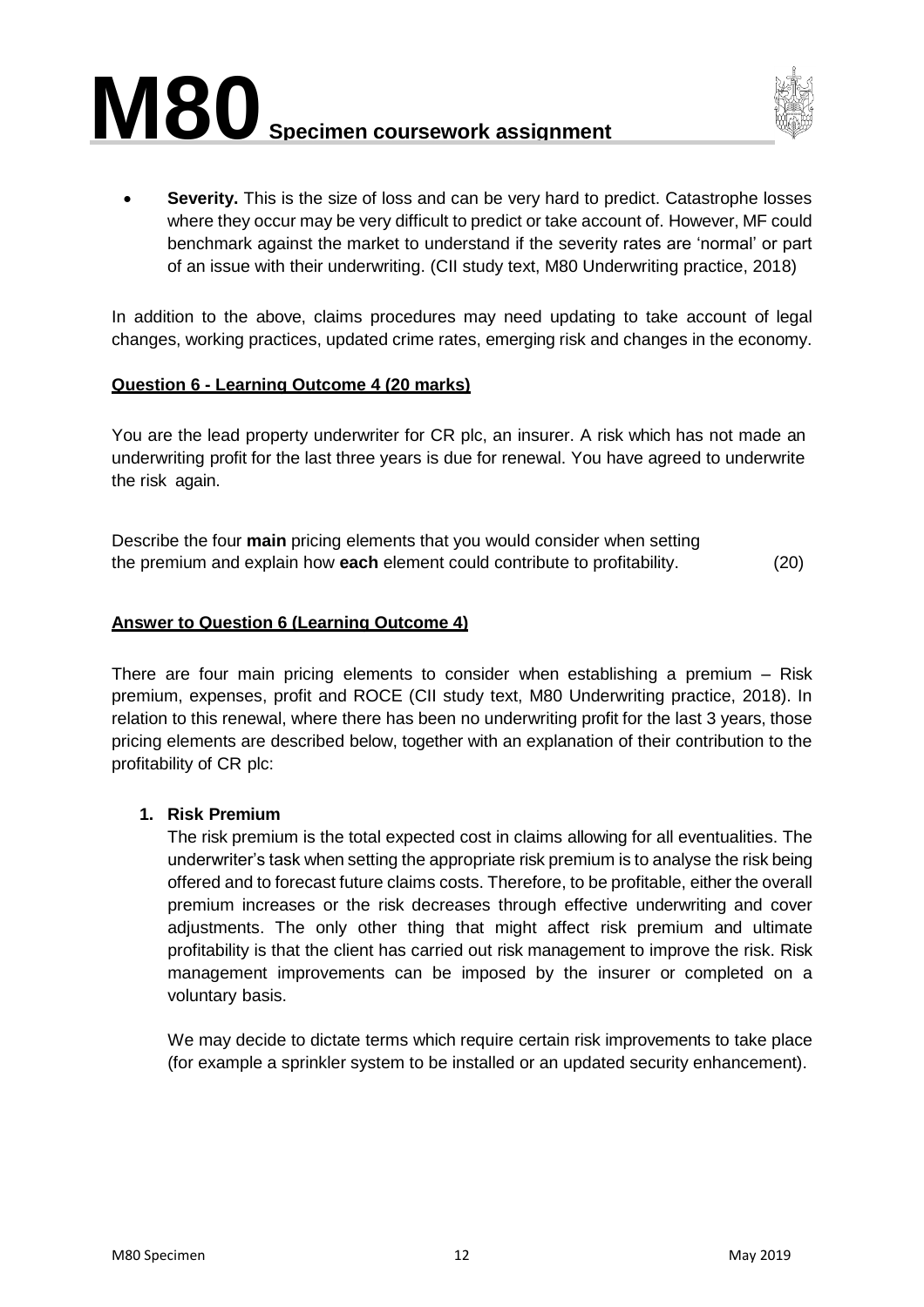- **Severity.** This is the size of loss and can be very hard to predict. Catastrophe losses where they occur may be very difficult to predict or take account of. However, MF could benchmark against the market to understand if the severity rates are 'normal' or part of an issue with their underwriting. (CII study text, M80 Underwriting practice, 2018)

In addition to the above, claims procedures may need updating to take account of legal changes, working practices, updated crime rates, emerging risk and changes in the economy.

**Question 6 - Learning Outcome 4 (20 marks)**

You are the lead property underwriter for CR plc, an insurer. A risk which has not made an underwriting profit for the last three years is due for renewal. You have agreed to underwrite the risk again.

Describe the four **main** pricing elements that you would consider when setting the premium and explain how **each** element could contribute to profitability. (20)

**Answer to Question 6 (Learning Outcome 4)**

There are four main pricing elements to consider when establishing a premium – Risk premium, expenses, profit and ROCE (CII study text, M80 Underwriting practice, 2018). In relation to this renewal, where there has been no underwriting profit for the last 3 years, those pricing elements are described below, together with an explanation of their contribution to the profitability of CR plc:

1. **Risk Premium**

   The risk premium is the total expected cost in claims allowing for all eventualities. The underwriter's task when setting the appropriate risk premium is to analyse the risk being offered and to forecast future claims costs. Therefore, to be profitable, either the overall premium increases or the risk decreases through effective underwriting and cover adjustments. The only other thing that might affect risk premium and ultimate profitability is that the client has carried out risk management to improve the risk. Risk management improvements can be imposed by the insurer or completed on a voluntary basis.

   We may decide to dictate terms which require certain risk improvements to take place (for example a sprinkler system to be installed or an updated security enhancement).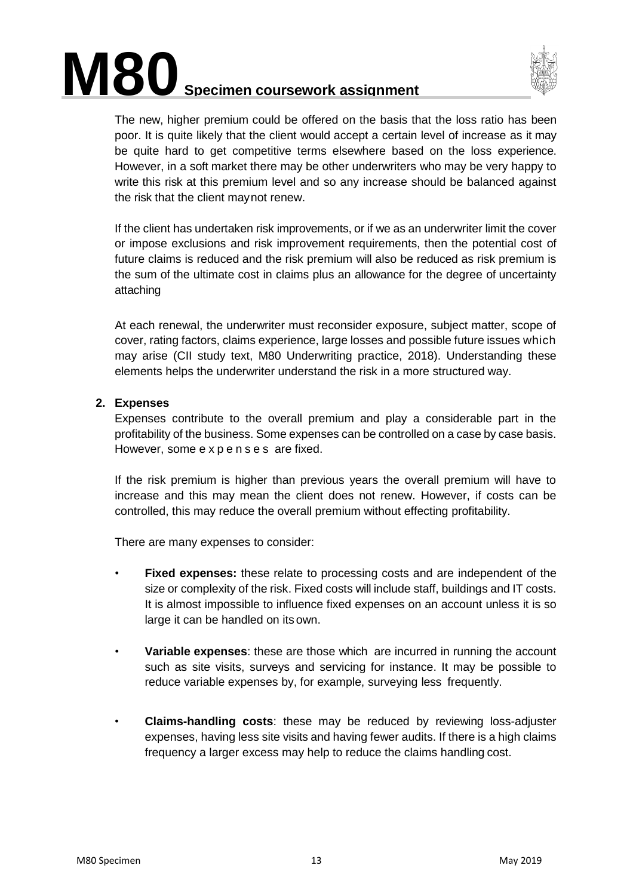The new, higher premium could be offered on the basis that the loss ratio has been poor. It is quite likely that the client would accept a certain level of increase as it may be quite hard to get competitive terms elsewhere based on the loss experience. However, in a soft market there may be other underwriters who may be very happy to write this risk at this premium level and so any increase should be balanced against the risk that the client may not renew.

If the client has undertaken risk improvements, or if we as an underwriter limit the cover or impose exclusions and risk improvement requirements, then the potential cost of future claims is reduced and the risk premium will also be reduced as risk premium is the sum of the ultimate cost in claims plus an allowance for the degree of uncertainty attaching

At each renewal, the underwriter must reconsider exposure, subject matter, scope of cover, rating factors, claims experience, large losses and possible future issues which may arise (CII study text, M80 Underwriting practice, 2018). Understanding these elements helps the underwriter understand the risk in a more structured way.

**2. Expenses**

Expenses contribute to the overall premium and play a considerable part in the profitability of the business. Some expenses can be controlled on a case by case basis. However, some expenses are fixed.

If the risk premium is higher than previous years the overall premium will have to increase and this may mean the client does not renew. However, if costs can be controlled, this may reduce the overall premium without effecting profitability.

There are many expenses to consider:

- **Fixed expenses:** these relate to processing costs and are independent of the size or complexity of the risk. Fixed costs will include staff, buildings and IT costs. It is almost impossible to influence fixed expenses on an account unless it is so large it can be handled on its own.
- **Variable expenses**: these are those which are incurred in running the account such as site visits, surveys and servicing for instance. It may be possible to reduce variable expenses by, for example, surveying less frequently.
- **Claims-handling costs**: these may be reduced by reviewing loss-adjuster expenses, having less site visits and having fewer audits. If there is a high claims frequency a larger excess may help to reduce the claims handling cost.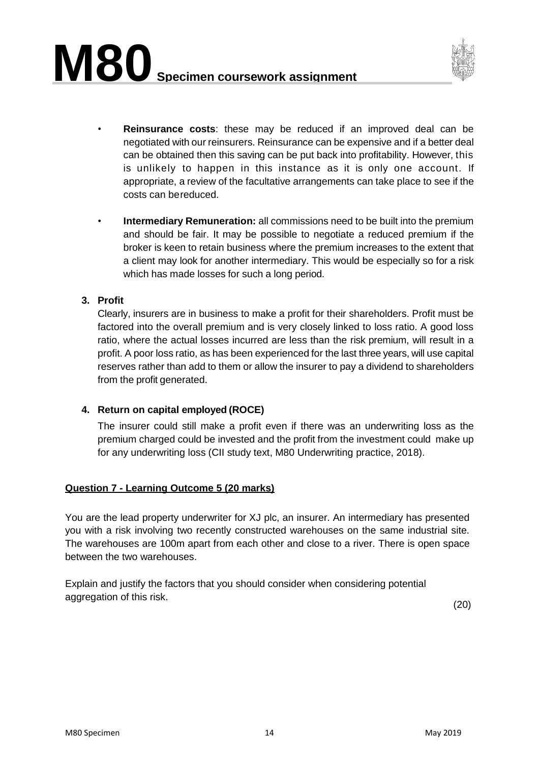- **Reinsurance costs**: these may be reduced if an improved deal can be negotiated with our reinsurers. Reinsurance can be expensive and if a better deal can be obtained then this saving can be put back into profitability. However, this is unlikely to happen in this instance as it is only one account. If appropriate, a review of the facultative arrangements can take place to see if the costs can bereduced.

- **Intermediary Remuneration:** all commissions need to be built into the premium and should be fair. It may be possible to negotiate a reduced premium if the broker is keen to retain business where the premium increases to the extent that a client may look for another intermediary. This would be especially so for a risk which has made losses for such a long period.

**3. Profit**

Clearly, insurers are in business to make a profit for their shareholders. Profit must be factored into the overall premium and is very closely linked to loss ratio. A good loss ratio, where the actual losses incurred are less than the risk premium, will result in a profit. A poor loss ratio, as has been experienced for the last three years, will use capital reserves rather than add to them or allow the insurer to pay a dividend to shareholders from the profit generated.

**4. Return on capital employed (ROCE)**

The insurer could still make a profit even if there was an underwriting loss as the premium charged could be invested and the profit from the investment could make up for any underwriting loss (CII study text, M80 Underwriting practice, 2018).

**Question 7 - Learning Outcome 5 (20 marks)**

You are the lead property underwriter for XJ plc, an insurer. An intermediary has presented you with a risk involving two recently constructed warehouses on the same industrial site. The warehouses are 100m apart from each other and close to a river. There is open space between the two warehouses.

Explain and justify the factors that you should consider when considering potential aggregation of this risk.

(20)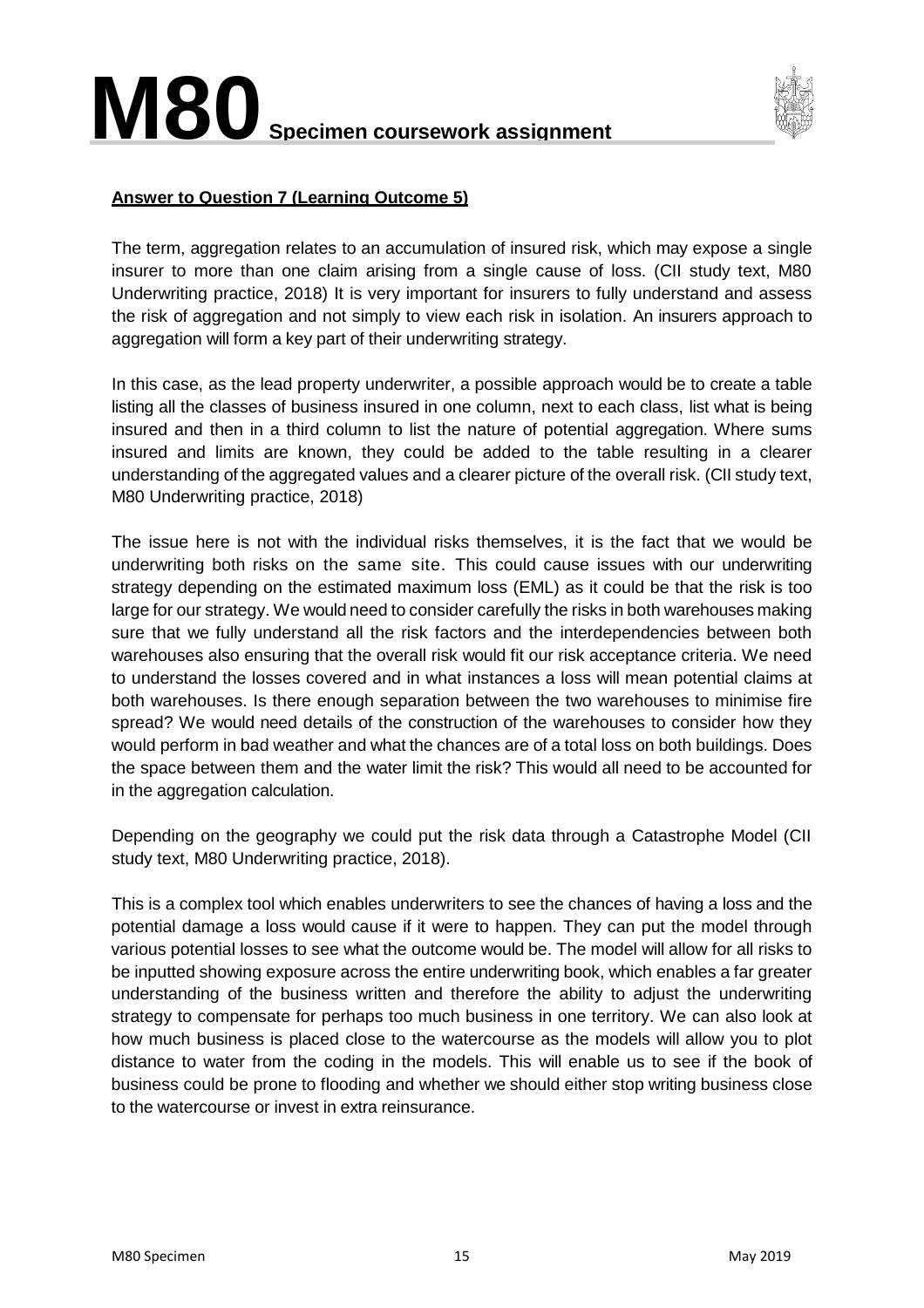**Answer to Question 7 (Learning Outcome 5)**

The term, aggregation relates to an accumulation of insured risk, which may expose a single insurer to more than one claim arising from a single cause of loss. (CII study text, M80 Underwriting practice, 2018) It is very important for insurers to fully understand and assess the risk of aggregation and not simply to view each risk in isolation. An insurers approach to aggregation will form a key part of their underwriting strategy.

In this case, as the lead property underwriter, a possible approach would be to create a table listing all the classes of business insured in one column, next to each class, list what is being insured and then in a third column to list the nature of potential aggregation. Where sums insured and limits are known, they could be added to the table resulting in a clearer understanding of the aggregated values and a clearer picture of the overall risk. (CII study text, M80 Underwriting practice, 2018)

The issue here is not with the individual risks themselves, it is the fact that we would be underwriting both risks on the same site. This could cause issues with our underwriting strategy depending on the estimated maximum loss (EML) as it could be that the risk is too large for our strategy. We would need to consider carefully the risks in both warehouses making sure that we fully understand all the risk factors and the interdependencies between both warehouses also ensuring that the overall risk would fit our risk acceptance criteria. We need to understand the losses covered and in what instances a loss will mean potential claims at both warehouses. Is there enough separation between the two warehouses to minimise fire spread? We would need details of the construction of the warehouses to consider how they would perform in bad weather and what the chances are of a total loss on both buildings. Does the space between them and the water limit the risk? This would all need to be accounted for in the aggregation calculation.

Depending on the geography we could put the risk data through a Catastrophe Model (CII study text, M80 Underwriting practice, 2018).

This is a complex tool which enables underwriters to see the chances of having a loss and the potential damage a loss would cause if it were to happen. They can put the model through various potential losses to see what the outcome would be. The model will allow for all risks to be inputted showing exposure across the entire underwriting book, which enables a far greater understanding of the business written and therefore the ability to adjust the underwriting strategy to compensate for perhaps too much business in one territory. We can also look at how much business is placed close to the watercourse as the models will allow you to plot distance to water from the coding in the models. This will enable us to see if the book of business could be prone to flooding and whether we should either stop writing business close to the watercourse or invest in extra reinsurance.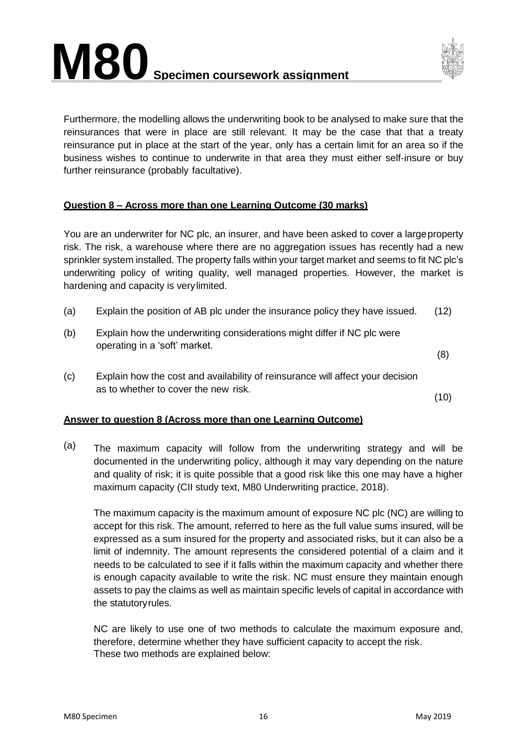Furthermore, the modelling allows the underwriting book to be analysed to make sure that the reinsurances that were in place are still relevant. It may be the case that that a treaty reinsurance put in place at the start of the year, only has a certain limit for an area so if the business wishes to continue to underwrite in that area they must either self-insure or buy further reinsurance (probably facultative).

**Question 8 – Across more than one Learning Outcome (30 marks)**

You are an underwriter for NC plc, an insurer, and have been asked to cover a large property risk. The risk, a warehouse where there are no aggregation issues has recently had a new sprinkler system installed. The property falls within your target market and seems to fit NC plc's underwriting policy of writing quality, well managed properties. However, the market is hardening and capacity is very limited.

(a) Explain the position of AB plc under the insurance policy they have issued. (12)

(b) Explain how the underwriting considerations might differ if NC plc were operating in a 'soft' market. (8)

(c) Explain how the cost and availability of reinsurance will affect your decision as to whether to cover the new risk. (10)

**Answer to question 8 (Across more than one Learning Outcome)**

(a) The maximum capacity will follow from the underwriting strategy and will be documented in the underwriting policy, although it may vary depending on the nature and quality of risk; it is quite possible that a good risk like this one may have a higher maximum capacity (CII study text, M80 Underwriting practice, 2018).

The maximum capacity is the maximum amount of exposure NC plc (NC) are willing to accept for this risk. The amount, referred to here as the full value sums insured, will be expressed as a sum insured for the property and associated risks, but it can also be a limit of indemnity. The amount represents the considered potential of a claim and it needs to be calculated to see if it falls within the maximum capacity and whether there is enough capacity available to write the risk. NC must ensure they maintain enough assets to pay the claims as well as maintain specific levels of capital in accordance with the statutory rules.

NC are likely to use one of two methods to calculate the maximum exposure and, therefore, determine whether they have sufficient capacity to accept the risk. These two methods are explained below: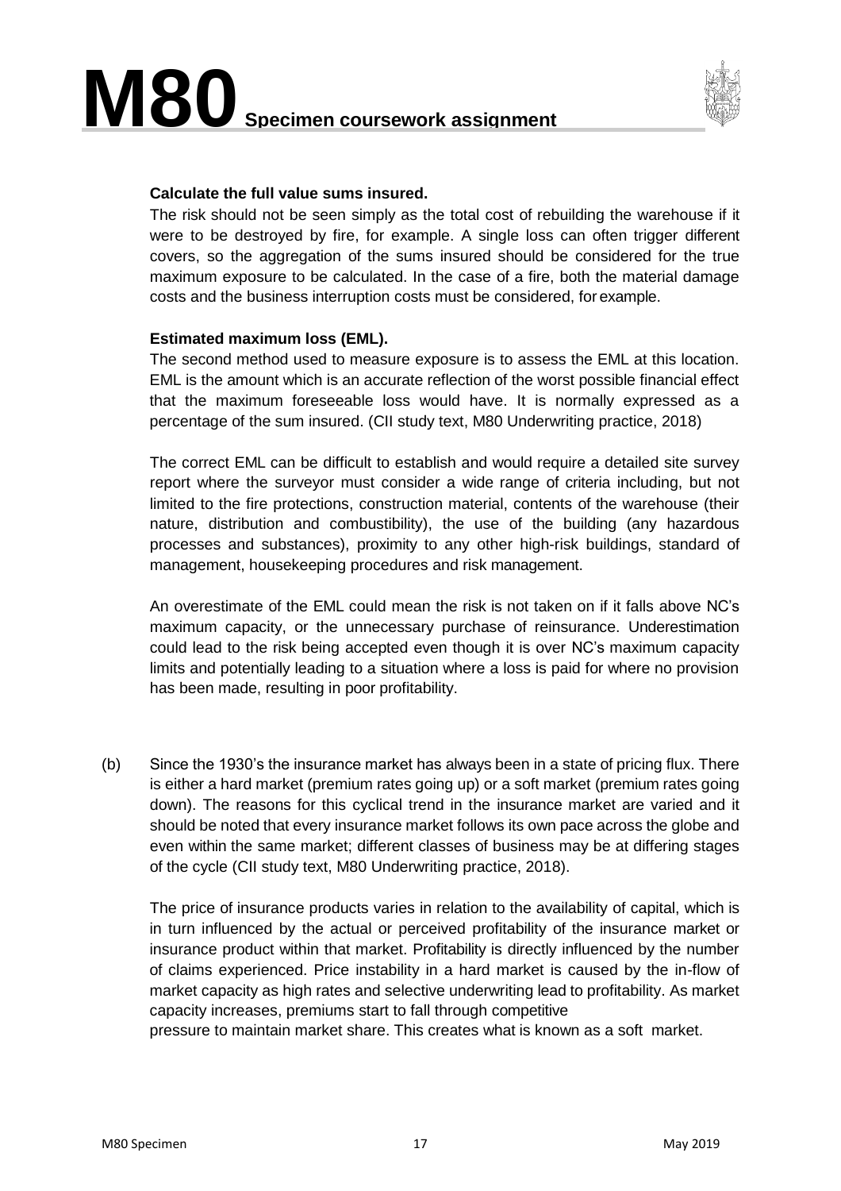**Calculate the full value sums insured.**

The risk should not be seen simply as the total cost of rebuilding the warehouse if it were to be destroyed by fire, for example. A single loss can often trigger different covers, so the aggregation of the sums insured should be considered for the true maximum exposure to be calculated. In the case of a fire, both the material damage costs and the business interruption costs must be considered, for example.

**Estimated maximum loss (EML).**

The second method used to measure exposure is to assess the EML at this location. EML is the amount which is an accurate reflection of the worst possible financial effect that the maximum foreseeable loss would have. It is normally expressed as a percentage of the sum insured. (CII study text, M80 Underwriting practice, 2018)

The correct EML can be difficult to establish and would require a detailed site survey report where the surveyor must consider a wide range of criteria including, but not limited to the fire protections, construction material, contents of the warehouse (their nature, distribution and combustibility), the use of the building (any hazardous processes and substances), proximity to any other high-risk buildings, standard of management, housekeeping procedures and risk management.

An overestimate of the EML could mean the risk is not taken on if it falls above NC's maximum capacity, or the unnecessary purchase of reinsurance. Underestimation could lead to the risk being accepted even though it is over NC's maximum capacity limits and potentially leading to a situation where a loss is paid for where no provision has been made, resulting in poor profitability.

(b) Since the 1930's the insurance market has always been in a state of pricing flux. There is either a hard market (premium rates going up) or a soft market (premium rates going down). The reasons for this cyclical trend in the insurance market are varied and it should be noted that every insurance market follows its own pace across the globe and even within the same market; different classes of business may be at differing stages of the cycle (CII study text, M80 Underwriting practice, 2018).

The price of insurance products varies in relation to the availability of capital, which is in turn influenced by the actual or perceived profitability of the insurance market or insurance product within that market. Profitability is directly influenced by the number of claims experienced. Price instability in a hard market is caused by the in-flow of market capacity as high rates and selective underwriting lead to profitability. As market capacity increases, premiums start to fall through competitive pressure to maintain market share. This creates what is known as a soft market.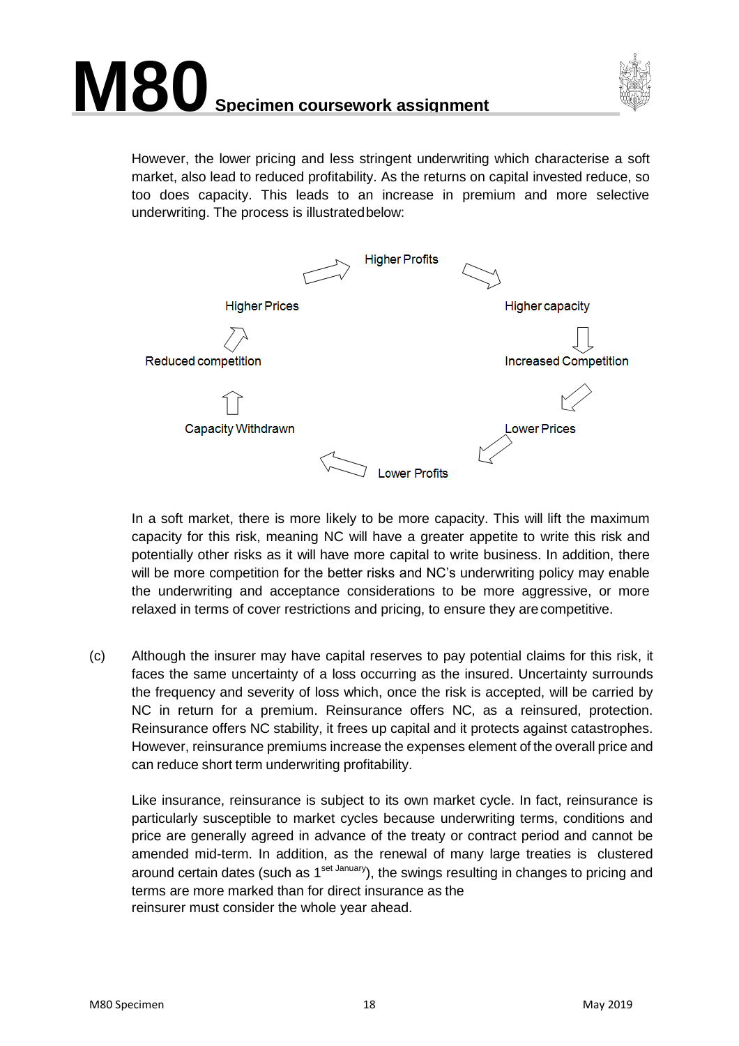However, the lower pricing and less stringent underwriting which characterise a soft market, also lead to reduced profitability. As the returns on capital invested reduce, so too does capacity. This leads to an increase in premium and more selective underwriting. The process is illustrated below:

Higher Profits → Higher capacity → Increased Competition → Lower Prices → Lower Profits → Capacity Withdrawn → Reduced competition → Higher Prices → Higher Profits

In a soft market, there is more likely to be more capacity. This will lift the maximum capacity for this risk, meaning NC will have a greater appetite to write this risk and potentially other risks as it will have more capital to write business. In addition, there will be more competition for the better risks and NC's underwriting policy may enable the underwriting and acceptance considerations to be more aggressive, or more relaxed in terms of cover restrictions and pricing, to ensure they are competitive.

(c) Although the insurer may have capital reserves to pay potential claims for this risk, it faces the same uncertainty of a loss occurring as the insured. Uncertainty surrounds the frequency and severity of loss which, once the risk is accepted, will be carried by NC in return for a premium. Reinsurance offers NC, as a reinsured, protection. Reinsurance offers NC stability, it frees up capital and it protects against catastrophes. However, reinsurance premiums increase the expenses element of the overall price and can reduce short term underwriting profitability.

Like insurance, reinsurance is subject to its own market cycle. In fact, reinsurance is particularly susceptible to market cycles because underwriting terms, conditions and price are generally agreed in advance of the treaty or contract period and cannot be amended mid-term. In addition, as the renewal of many large treaties is clustered around certain dates (such as 1set January), the swings resulting in changes to pricing and terms are more marked than for direct insurance as the reinsurer must consider the whole year ahead.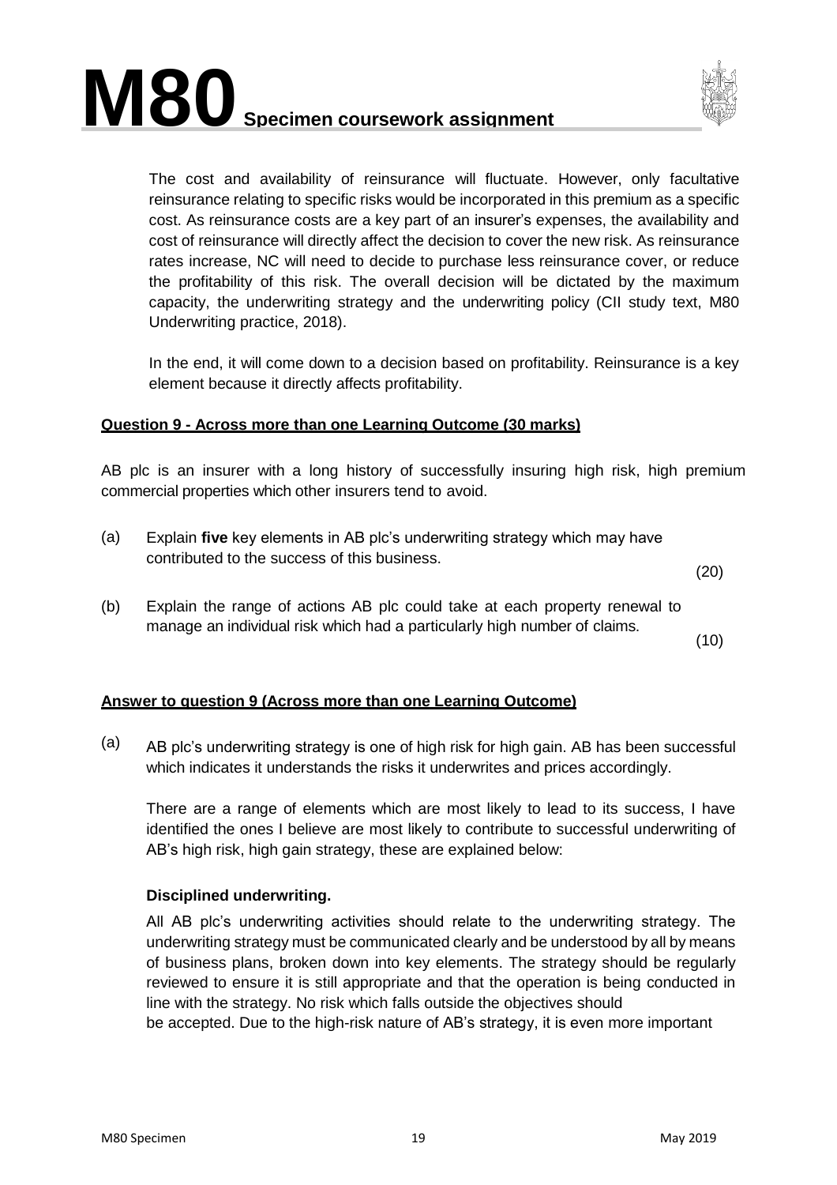The cost and availability of reinsurance will fluctuate. However, only facultative reinsurance relating to specific risks would be incorporated in this premium as a specific cost. As reinsurance costs are a key part of an insurer's expenses, the availability and cost of reinsurance will directly affect the decision to cover the new risk. As reinsurance rates increase, NC will need to decide to purchase less reinsurance cover, or reduce the profitability of this risk. The overall decision will be dictated by the maximum capacity, the underwriting strategy and the underwriting policy (CII study text, M80 Underwriting practice, 2018).

In the end, it will come down to a decision based on profitability. Reinsurance is a key element because it directly affects profitability.

**Question 9 - Across more than one Learning Outcome (30 marks)**

AB plc is an insurer with a long history of successfully insuring high risk, high premium commercial properties which other insurers tend to avoid.

(a) Explain **five** key elements in AB plc's underwriting strategy which may have contributed to the success of this business. (20)

(b) Explain the range of actions AB plc could take at each property renewal to manage an individual risk which had a particularly high number of claims. (10)

**Answer to question 9 (Across more than one Learning Outcome)**

(a) AB plc's underwriting strategy is one of high risk for high gain. AB has been successful which indicates it understands the risks it underwrites and prices accordingly.

There are a range of elements which are most likely to lead to its success, I have identified the ones I believe are most likely to contribute to successful underwriting of AB's high risk, high gain strategy, these are explained below:

**Disciplined underwriting.**

All AB plc's underwriting activities should relate to the underwriting strategy. The underwriting strategy must be communicated clearly and be understood by all by means of business plans, broken down into key elements. The strategy should be regularly reviewed to ensure it is still appropriate and that the operation is being conducted in line with the strategy. No risk which falls outside the objectives should be accepted. Due to the high-risk nature of AB's strategy, it is even more important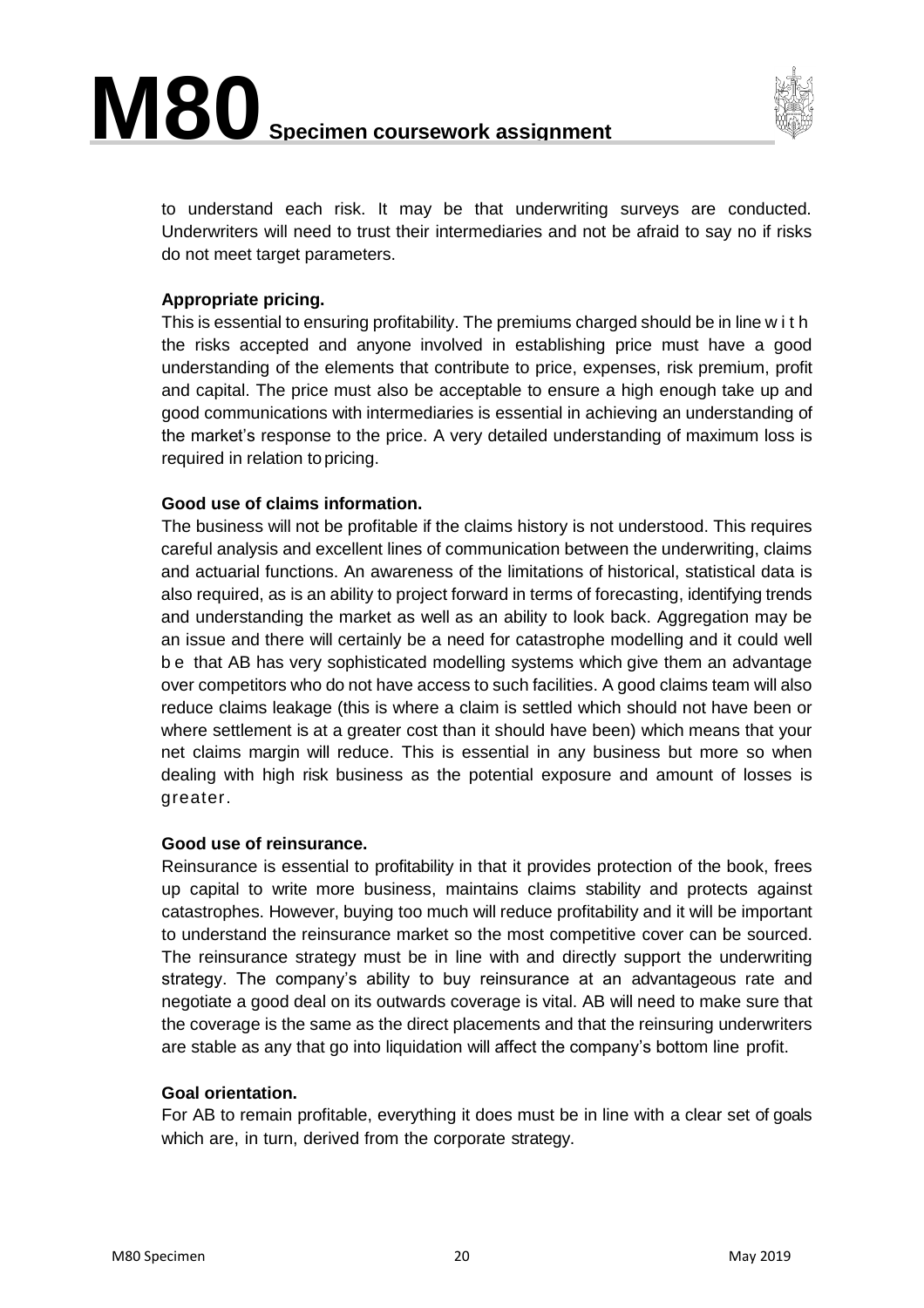to understand each risk. It may be that underwriting surveys are conducted. Underwriters will need to trust their intermediaries and not be afraid to say no if risks do not meet target parameters.

**Appropriate pricing.**
This is essential to ensuring profitability. The premiums charged should be in line with the risks accepted and anyone involved in establishing price must have a good understanding of the elements that contribute to price, expenses, risk premium, profit and capital. The price must also be acceptable to ensure a high enough take up and good communications with intermediaries is essential in achieving an understanding of the market's response to the price. A very detailed understanding of maximum loss is required in relation to pricing.

**Good use of claims information.**
The business will not be profitable if the claims history is not understood. This requires careful analysis and excellent lines of communication between the underwriting, claims and actuarial functions. An awareness of the limitations of historical, statistical data is also required, as is an ability to project forward in terms of forecasting, identifying trends and understanding the market as well as an ability to look back. Aggregation may be an issue and there will certainly be a need for catastrophe modelling and it could well be that AB has very sophisticated modelling systems which give them an advantage over competitors who do not have access to such facilities. A good claims team will also reduce claims leakage (this is where a claim is settled which should not have been or where settlement is at a greater cost than it should have been) which means that your net claims margin will reduce. This is essential in any business but more so when dealing with high risk business as the potential exposure and amount of losses is greater.

**Good use of reinsurance.**
Reinsurance is essential to profitability in that it provides protection of the book, frees up capital to write more business, maintains claims stability and protects against catastrophes. However, buying too much will reduce profitability and it will be important to understand the reinsurance market so the most competitive cover can be sourced. The reinsurance strategy must be in line with and directly support the underwriting strategy. The company's ability to buy reinsurance at an advantageous rate and negotiate a good deal on its outwards coverage is vital. AB will need to make sure that the coverage is the same as the direct placements and that the reinsuring underwriters are stable as any that go into liquidation will affect the company's bottom line profit.

**Goal orientation.**
For AB to remain profitable, everything it does must be in line with a clear set of goals which are, in turn, derived from the corporate strategy.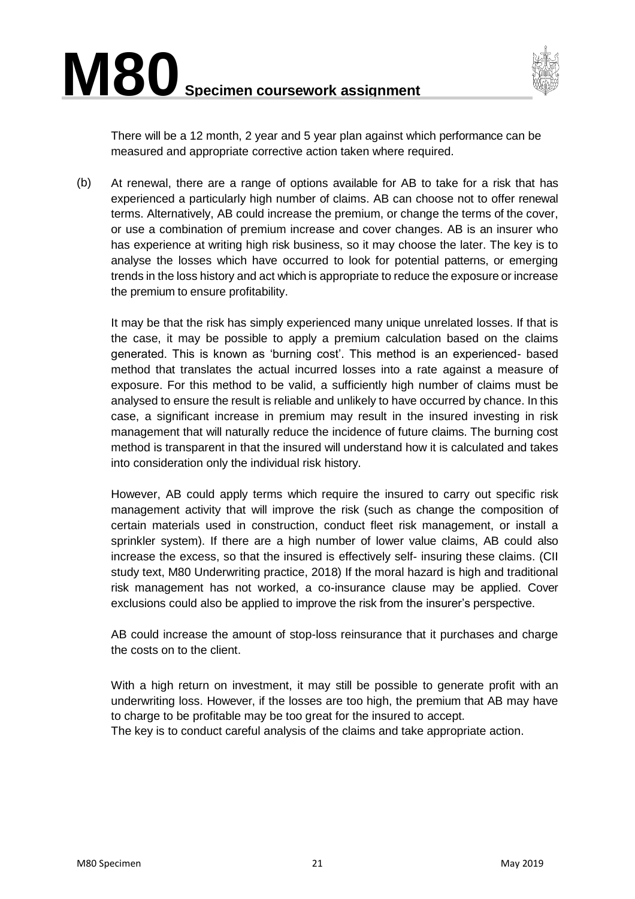There will be a 12 month, 2 year and 5 year plan against which performance can be measured and appropriate corrective action taken where required.

(b) At renewal, there are a range of options available for AB to take for a risk that has experienced a particularly high number of claims. AB can choose not to offer renewal terms. Alternatively, AB could increase the premium, or change the terms of the cover, or use a combination of premium increase and cover changes. AB is an insurer who has experience at writing high risk business, so it may choose the later. The key is to analyse the losses which have occurred to look for potential patterns, or emerging trends in the loss history and act which is appropriate to reduce the exposure or increase the premium to ensure profitability.

It may be that the risk has simply experienced many unique unrelated losses. If that is the case, it may be possible to apply a premium calculation based on the claims generated. This is known as 'burning cost'. This method is an experienced- based method that translates the actual incurred losses into a rate against a measure of exposure. For this method to be valid, a sufficiently high number of claims must be analysed to ensure the result is reliable and unlikely to have occurred by chance. In this case, a significant increase in premium may result in the insured investing in risk management that will naturally reduce the incidence of future claims. The burning cost method is transparent in that the insured will understand how it is calculated and takes into consideration only the individual risk history.

However, AB could apply terms which require the insured to carry out specific risk management activity that will improve the risk (such as change the composition of certain materials used in construction, conduct fleet risk management, or install a sprinkler system). If there are a high number of lower value claims, AB could also increase the excess, so that the insured is effectively self- insuring these claims. (CII study text, M80 Underwriting practice, 2018) If the moral hazard is high and traditional risk management has not worked, a co-insurance clause may be applied. Cover exclusions could also be applied to improve the risk from the insurer's perspective.

AB could increase the amount of stop-loss reinsurance that it purchases and charge the costs on to the client.

With a high return on investment, it may still be possible to generate profit with an underwriting loss. However, if the losses are too high, the premium that AB may have to charge to be profitable may be too great for the insured to accept.
The key is to conduct careful analysis of the claims and take appropriate action.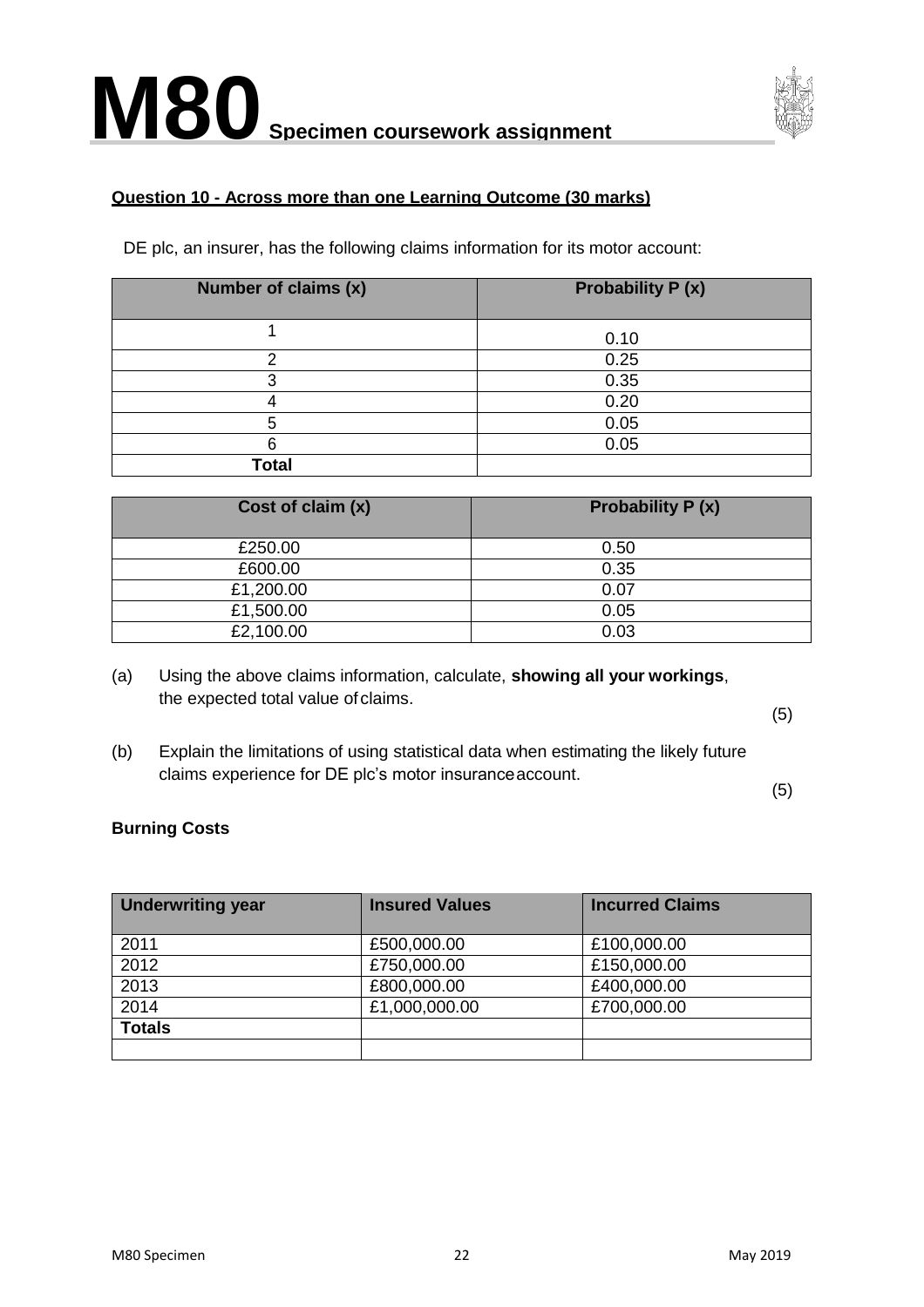**Question 10 - Across more than one Learning Outcome (30 marks)**

DE plc, an insurer, has the following claims information for its motor account:

| Number of claims (x) | Probability P (x) |
|---|---|
| 1 | 0.10 |
| 2 | 0.25 |
| 3 | 0.35 |
| 4 | 0.20 |
| 5 | 0.05 |
| 6 | 0.05 |
| **Total** | |

| Cost of claim (x) | Probability P (x) |
|---|---|
| £250.00 | 0.50 |
| £600.00 | 0.35 |
| £1,200.00 | 0.07 |
| £1,500.00 | 0.05 |
| £2,100.00 | 0.03 |

(a) Using the above claims information, calculate, **showing all your workings**, the expected total value of claims. (5)

(b) Explain the limitations of using statistical data when estimating the likely future claims experience for DE plc's motor insurance account. (5)

**Burning Costs**

| Underwriting year | Insured Values | Incurred Claims |
|---|---|---|
| 2011 | £500,000.00 | £100,000.00 |
| 2012 | £750,000.00 | £150,000.00 |
| 2013 | £800,000.00 | £400,000.00 |
| 2014 | £1,000,000.00 | £700,000.00 |
| **Totals** | | |
| | | |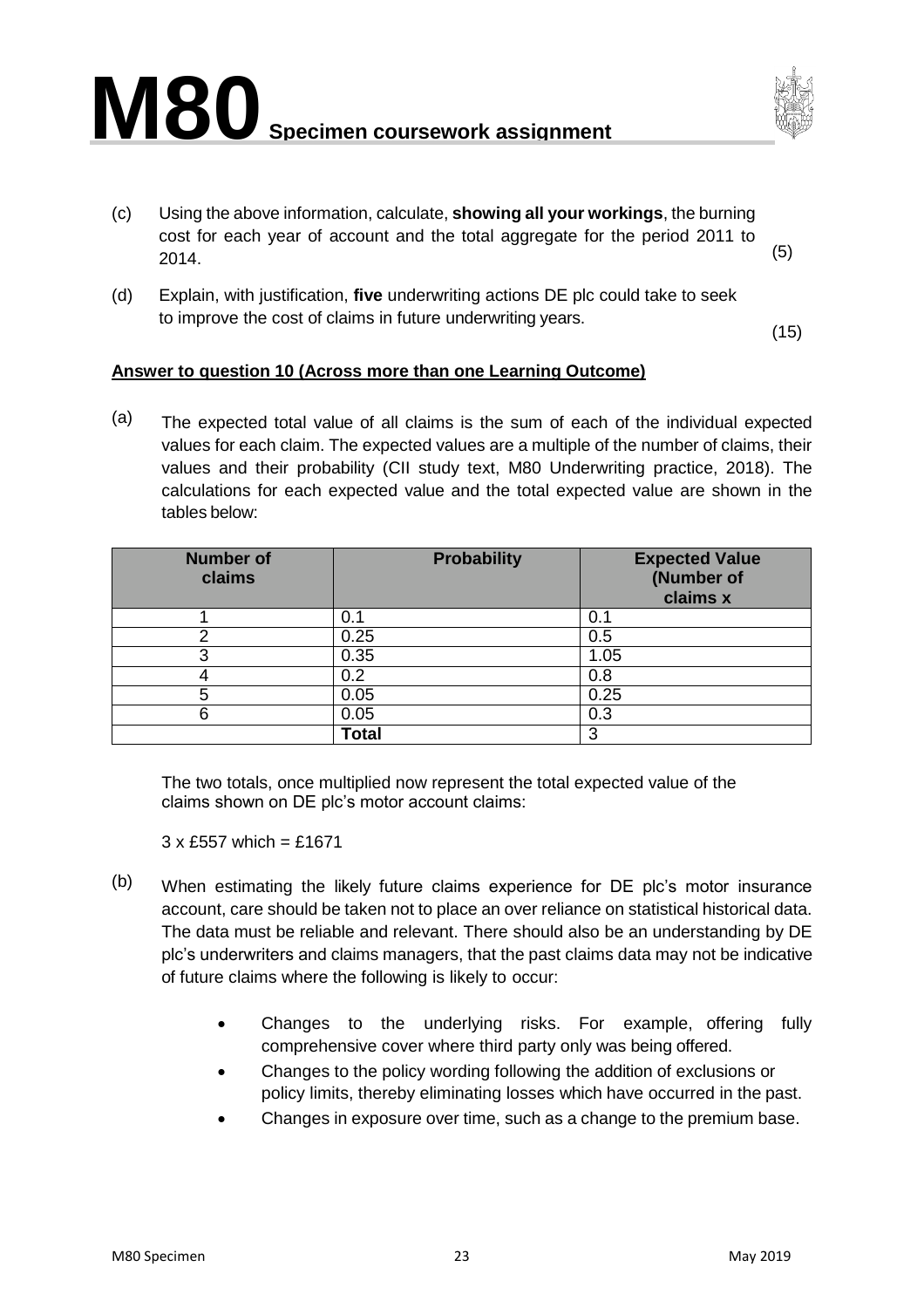(c) Using the above information, calculate, **showing all your workings**, the burning cost for each year of account and the total aggregate for the period 2011 to 2014. (5)

(d) Explain, with justification, **five** underwriting actions DE plc could take to seek to improve the cost of claims in future underwriting years. (15)

**Answer to question 10 (Across more than one Learning Outcome)**

(a) The expected total value of all claims is the sum of each of the individual expected values for each claim. The expected values are a multiple of the number of claims, their values and their probability (CII study text, M80 Underwriting practice, 2018). The calculations for each expected value and the total expected value are shown in the tables below:

| Number of claims | Probability | Expected Value (Number of claims x |
|---|---|---|
| 1 | 0.1 | 0.1 |
| 2 | 0.25 | 0.5 |
| 3 | 0.35 | 1.05 |
| 4 | 0.2 | 0.8 |
| 5 | 0.05 | 0.25 |
| 6 | 0.05 | 0.3 |
| | **Total** | 3 |

The two totals, once multiplied now represent the total expected value of the claims shown on DE plc's motor account claims:

3 x £557 which = £1671

(b) When estimating the likely future claims experience for DE plc's motor insurance account, care should be taken not to place an over reliance on statistical historical data. The data must be reliable and relevant. There should also be an understanding by DE plc's underwriters and claims managers, that the past claims data may not be indicative of future claims where the following is likely to occur:

- Changes to the underlying risks. For example, offering fully comprehensive cover where third party only was being offered.
- Changes to the policy wording following the addition of exclusions or policy limits, thereby eliminating losses which have occurred in the past.
- Changes in exposure over time, such as a change to the premium base.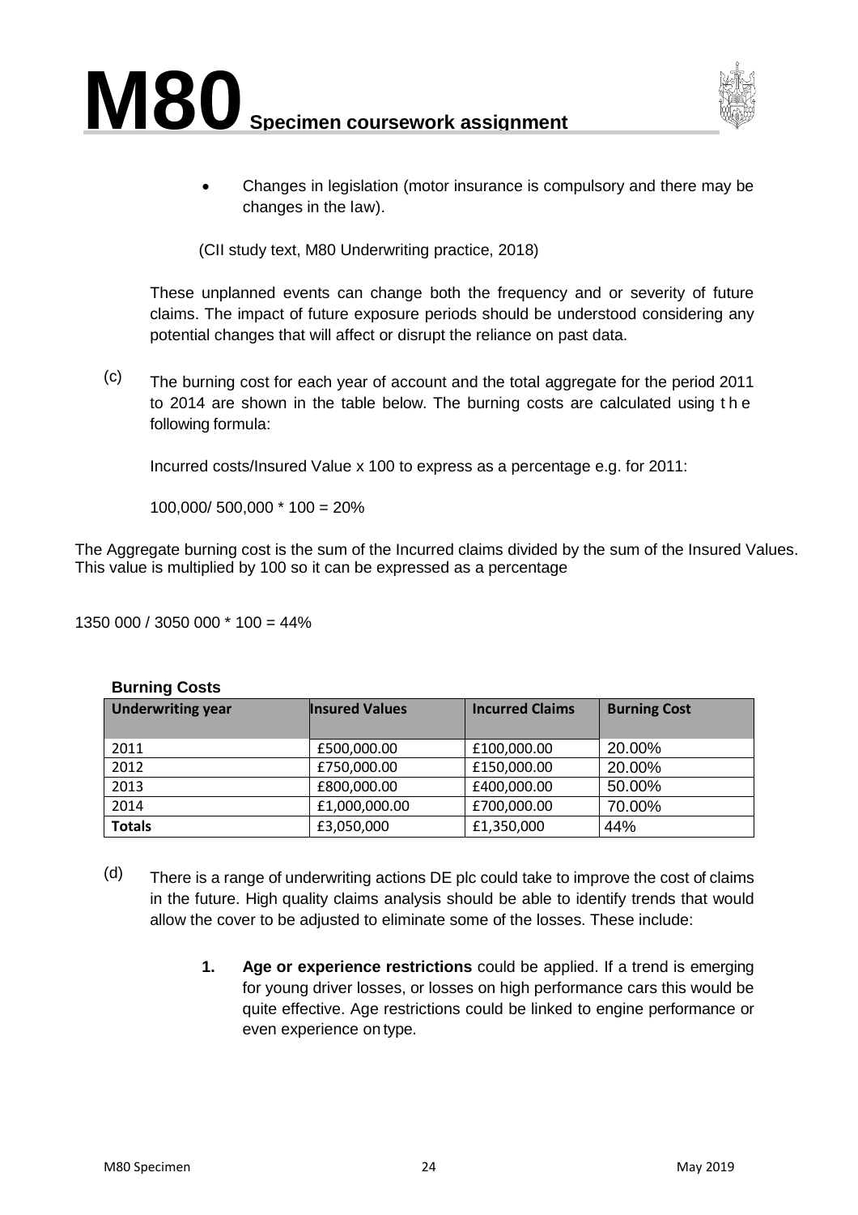- Changes in legislation (motor insurance is compulsory and there may be changes in the law).

(CII study text, M80 Underwriting practice, 2018)

These unplanned events can change both the frequency and or severity of future claims. The impact of future exposure periods should be understood considering any potential changes that will affect or disrupt the reliance on past data.

(c) The burning cost for each year of account and the total aggregate for the period 2011 to 2014 are shown in the table below. The burning costs are calculated using the following formula:

Incurred costs/Insured Value x 100 to express as a percentage e.g. for 2011:

100,000/ 500,000 * 100 = 20%

The Aggregate burning cost is the sum of the Incurred claims divided by the sum of the Insured Values. This value is multiplied by 100 so it can be expressed as a percentage

1350 000 / 3050 000 * 100 = 44%

**Burning Costs**

| Underwriting year | Insured Values | Incurred Claims | Burning Cost |
|---|---|---|---|
| 2011 | £500,000.00 | £100,000.00 | 20.00% |
| 2012 | £750,000.00 | £150,000.00 | 20.00% |
| 2013 | £800,000.00 | £400,000.00 | 50.00% |
| 2014 | £1,000,000.00 | £700,000.00 | 70.00% |
| **Totals** | £3,050,000 | £1,350,000 | 44% |

(d) There is a range of underwriting actions DE plc could take to improve the cost of claims in the future. High quality claims analysis should be able to identify trends that would allow the cover to be adjusted to eliminate some of the losses. These include:

1. **Age or experience restrictions** could be applied. If a trend is emerging for young driver losses, or losses on high performance cars this would be quite effective. Age restrictions could be linked to engine performance or even experience on type.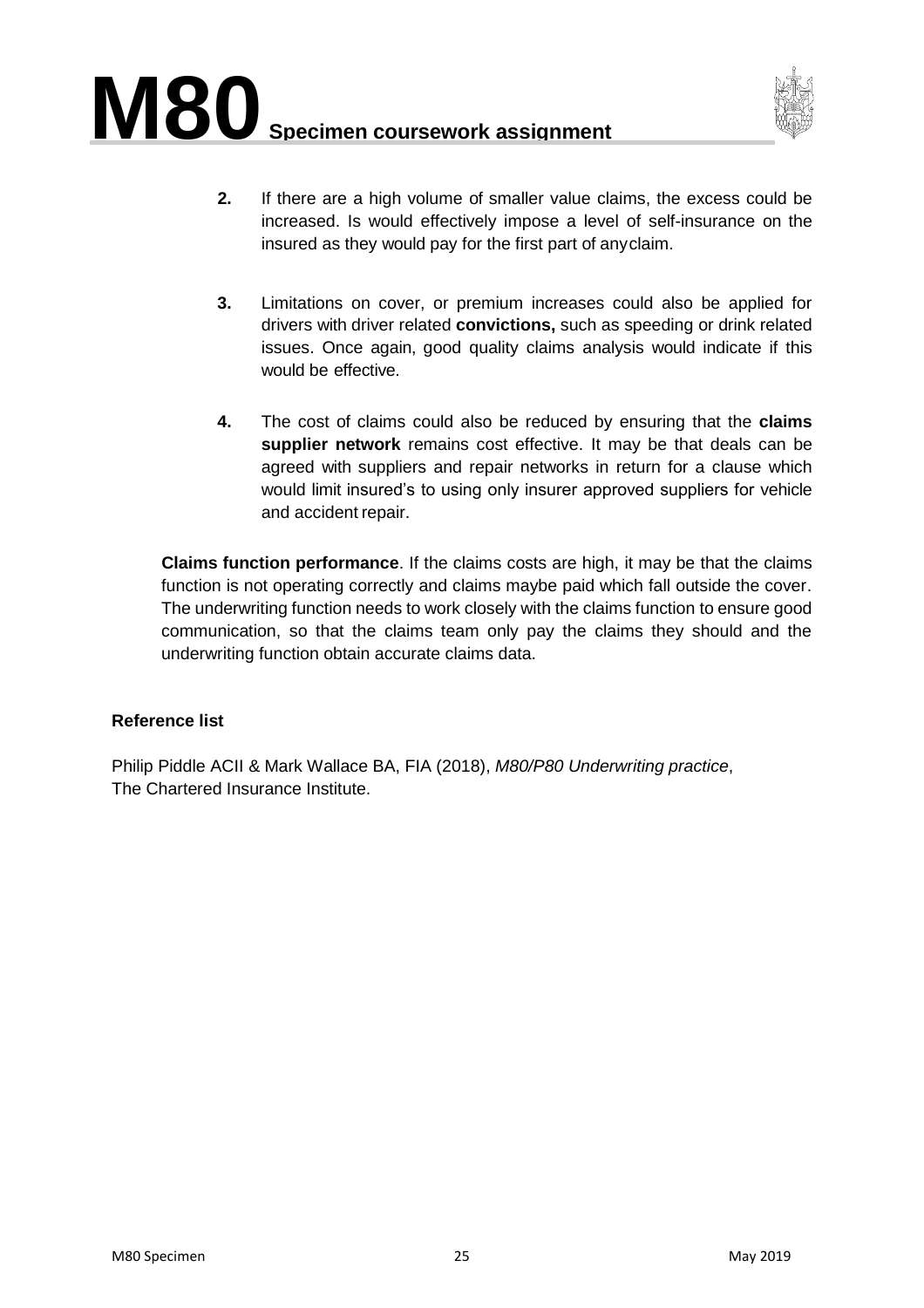2. If there are a high volume of smaller value claims, the excess could be increased. Is would effectively impose a level of self-insurance on the insured as they would pay for the first part of anyclaim.

3. Limitations on cover, or premium increases could also be applied for drivers with driver related **convictions,** such as speeding or drink related issues. Once again, good quality claims analysis would indicate if this would be effective.

4. The cost of claims could also be reduced by ensuring that the **claims supplier network** remains cost effective. It may be that deals can be agreed with suppliers and repair networks in return for a clause which would limit insured's to using only insurer approved suppliers for vehicle and accident repair.

**Claims function performance**. If the claims costs are high, it may be that the claims function is not operating correctly and claims maybe paid which fall outside the cover. The underwriting function needs to work closely with the claims function to ensure good communication, so that the claims team only pay the claims they should and the underwriting function obtain accurate claims data.

**Reference list**

Philip Piddle ACII & Mark Wallace BA, FIA (2018), *M80/P80 Underwriting practice*, The Chartered Insurance Institute.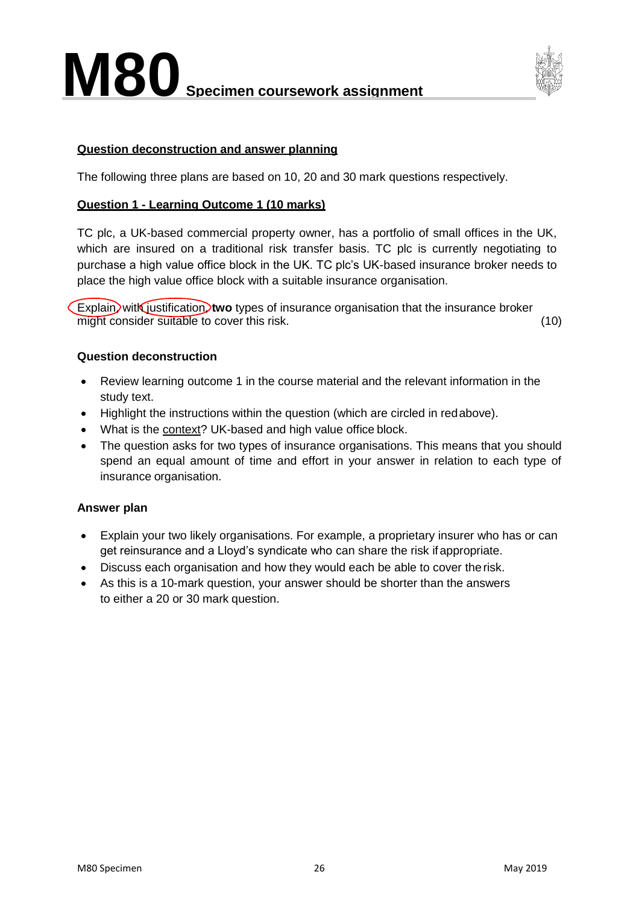## Question deconstruction and answer planning

The following three plans are based on 10, 20 and 30 mark questions respectively.

### Question 1 - Learning Outcome 1 (10 marks)

TC plc, a UK-based commercial property owner, has a portfolio of small offices in the UK, which are insured on a traditional risk transfer basis. TC plc is currently negotiating to purchase a high value office block in the UK. TC plc's UK-based insurance broker needs to place the high value office block with a suitable insurance organisation.

Explain, with justification, **two** types of insurance organisation that the insurance broker might consider suitable to cover this risk. (10)

**Question deconstruction**

- Review learning outcome 1 in the course material and the relevant information in the study text.
- Highlight the instructions within the question (which are circled in red above).
- What is the context? UK-based and high value office block.
- The question asks for two types of insurance organisations. This means that you should spend an equal amount of time and effort in your answer in relation to each type of insurance organisation.

**Answer plan**

- Explain your two likely organisations. For example, a proprietary insurer who has or can get reinsurance and a Lloyd's syndicate who can share the risk if appropriate.
- Discuss each organisation and how they would each be able to cover the risk.
- As this is a 10-mark question, your answer should be shorter than the answers to either a 20 or 30 mark question.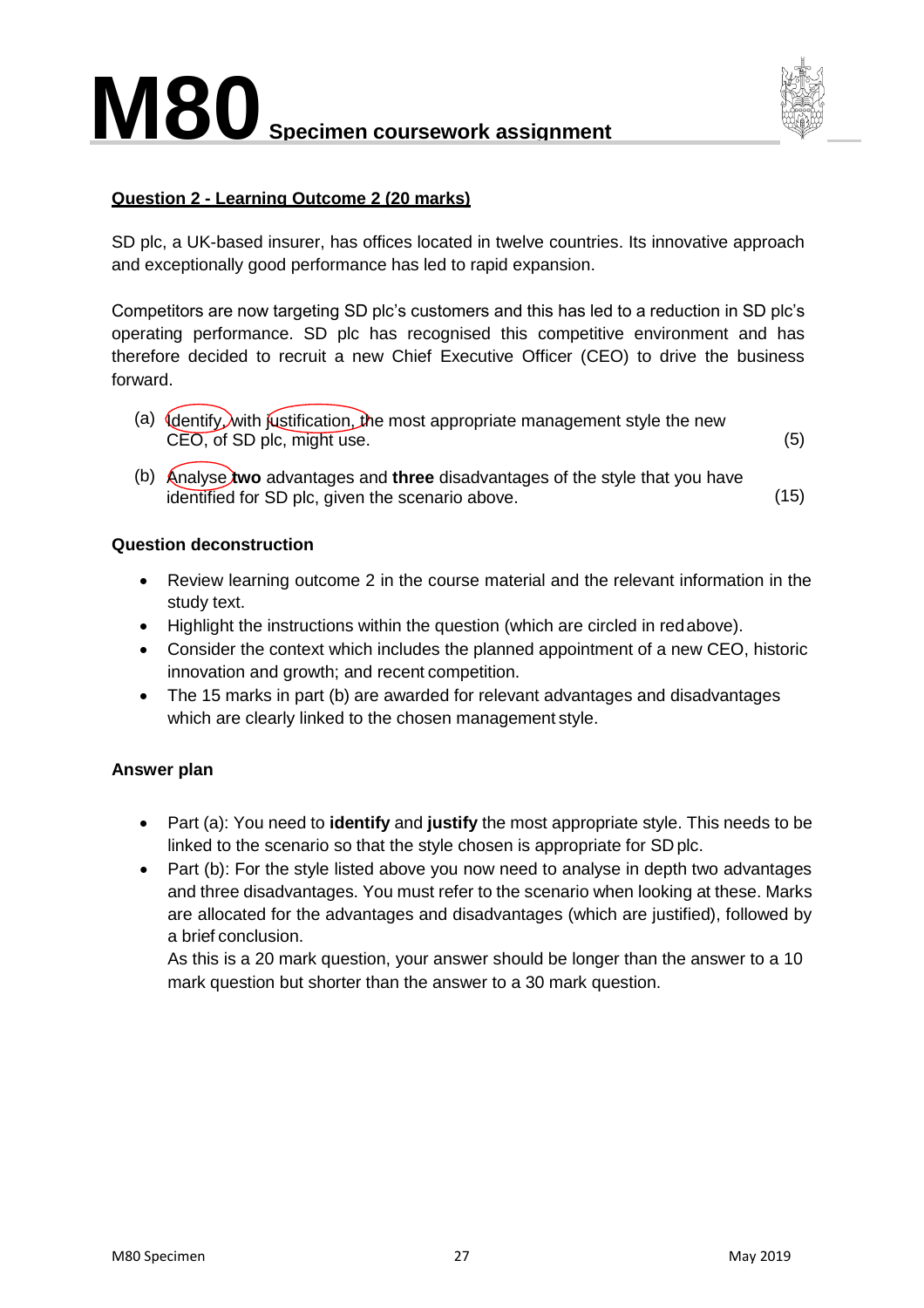**Question 2 - Learning Outcome 2 (20 marks)**

SD plc, a UK-based insurer, has offices located in twelve countries. Its innovative approach and exceptionally good performance has led to rapid expansion.

Competitors are now targeting SD plc's customers and this has led to a reduction in SD plc's operating performance. SD plc has recognised this competitive environment and has therefore decided to recruit a new Chief Executive Officer (CEO) to drive the business forward.

(a) Identify, with justification, the most appropriate management style the new CEO, of SD plc, might use. (5)

(b) Analyse **two** advantages and **three** disadvantages of the style that you have identified for SD plc, given the scenario above. (15)

**Question deconstruction**

- Review learning outcome 2 in the course material and the relevant information in the study text.
- Highlight the instructions within the question (which are circled in red above).
- Consider the context which includes the planned appointment of a new CEO, historic innovation and growth; and recent competition.
- The 15 marks in part (b) are awarded for relevant advantages and disadvantages which are clearly linked to the chosen management style.

**Answer plan**

- Part (a): You need to **identify** and **justify** the most appropriate style. This needs to be linked to the scenario so that the style chosen is appropriate for SD plc.
- Part (b): For the style listed above you now need to analyse in depth two advantages and three disadvantages. You must refer to the scenario when looking at these. Marks are allocated for the advantages and disadvantages (which are justified), followed by a brief conclusion.
  As this is a 20 mark question, your answer should be longer than the answer to a 10 mark question but shorter than the answer to a 30 mark question.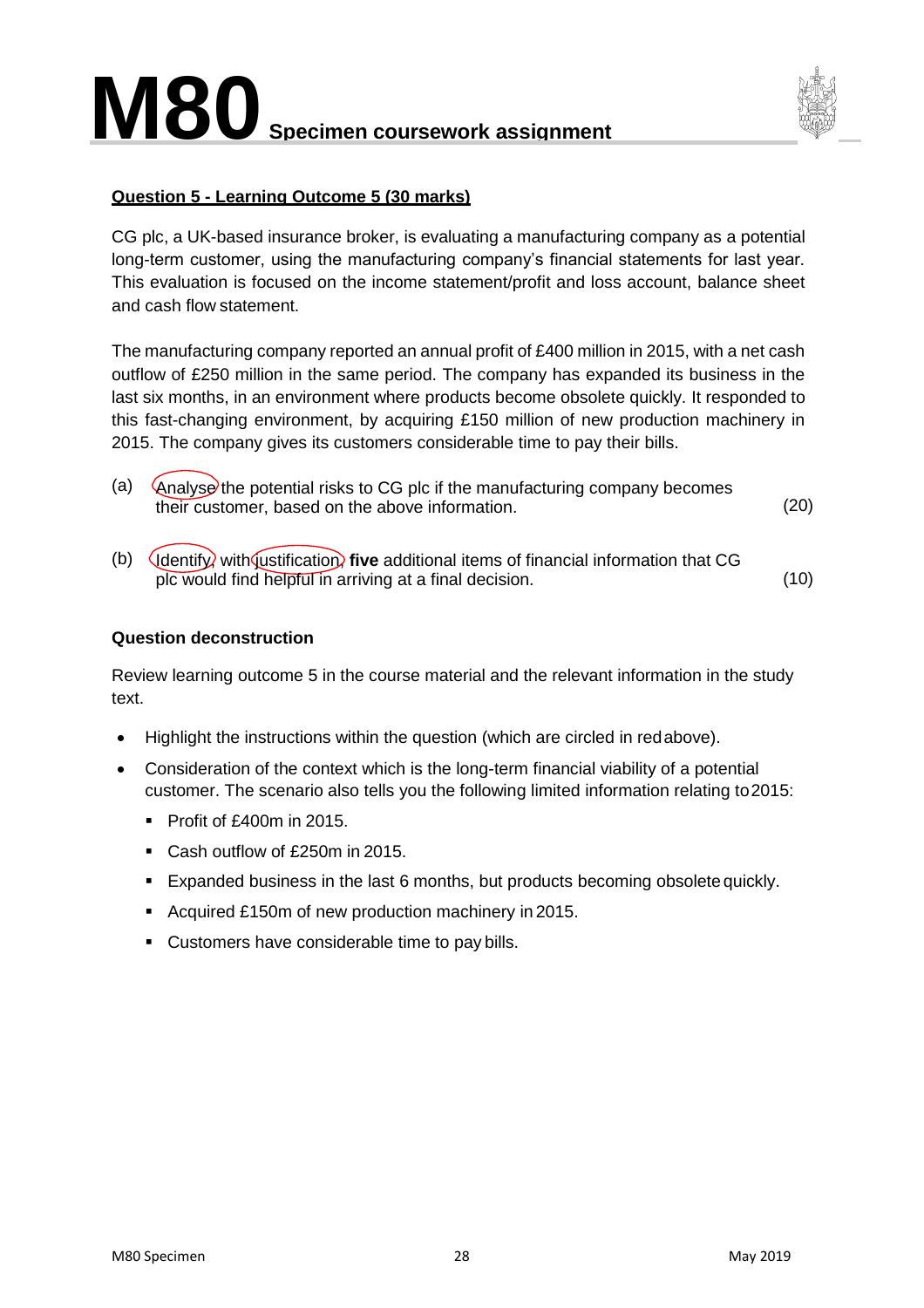## Question 5 - Learning Outcome 5 (30 marks)

CG plc, a UK-based insurance broker, is evaluating a manufacturing company as a potential long-term customer, using the manufacturing company's financial statements for last year. This evaluation is focused on the income statement/profit and loss account, balance sheet and cash flow statement.

The manufacturing company reported an annual profit of £400 million in 2015, with a net cash outflow of £250 million in the same period. The company has expanded its business in the last six months, in an environment where products become obsolete quickly. It responded to this fast-changing environment, by acquiring £150 million of new production machinery in 2015. The company gives its customers considerable time to pay their bills.

(a) Analyse the potential risks to CG plc if the manufacturing company becomes their customer, based on the above information. (20)

(b) Identify, with justification, **five** additional items of financial information that CG plc would find helpful in arriving at a final decision. (10)

### Question deconstruction

Review learning outcome 5 in the course material and the relevant information in the study text.

- Highlight the instructions within the question (which are circled in red above).
- Consideration of the context which is the long-term financial viability of a potential customer. The scenario also tells you the following limited information relating to 2015:
  - Profit of £400m in 2015.
  - Cash outflow of £250m in 2015.
  - Expanded business in the last 6 months, but products becoming obsolete quickly.
  - Acquired £150m of new production machinery in 2015.
  - Customers have considerable time to pay bills.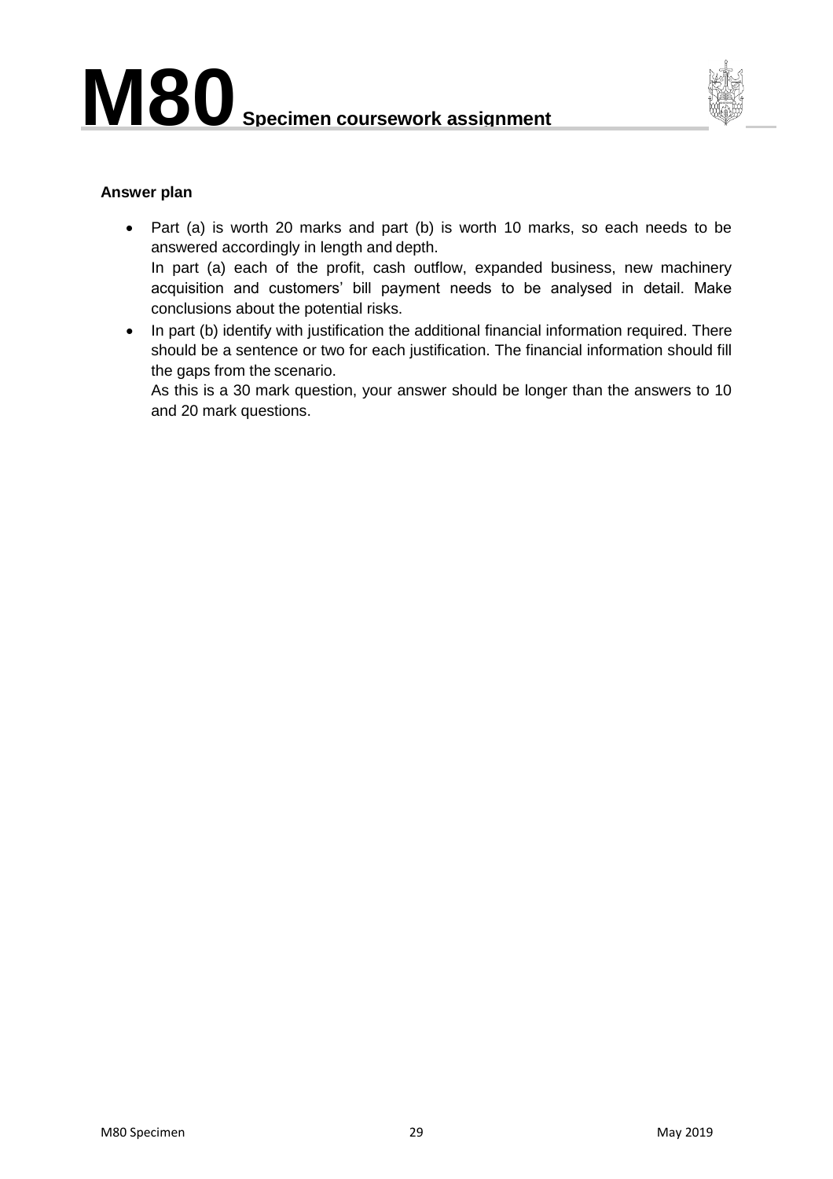**Answer plan**

- Part (a) is worth 20 marks and part (b) is worth 10 marks, so each needs to be answered accordingly in length and depth.
  In part (a) each of the profit, cash outflow, expanded business, new machinery acquisition and customers' bill payment needs to be analysed in detail. Make conclusions about the potential risks.
- In part (b) identify with justification the additional financial information required. There should be a sentence or two for each justification. The financial information should fill the gaps from the scenario.
  As this is a 30 mark question, your answer should be longer than the answers to 10 and 20 mark questions.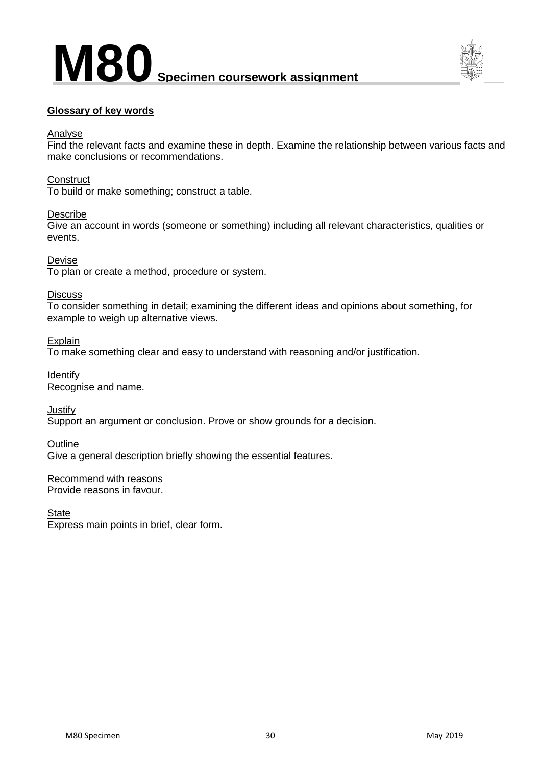# M80 Specimen coursework assignment

**Glossary of key words**

Analyse
Find the relevant facts and examine these in depth. Examine the relationship between various facts and make conclusions or recommendations.

Construct
To build or make something; construct a table.

Describe
Give an account in words (someone or something) including all relevant characteristics, qualities or events.

Devise
To plan or create a method, procedure or system.

Discuss
To consider something in detail; examining the different ideas and opinions about something, for example to weigh up alternative views.

Explain
To make something clear and easy to understand with reasoning and/or justification.

Identify
Recognise and name.

Justify
Support an argument or conclusion. Prove or show grounds for a decision.

Outline
Give a general description briefly showing the essential features.

Recommend with reasons
Provide reasons in favour.

State
Express main points in brief, clear form.